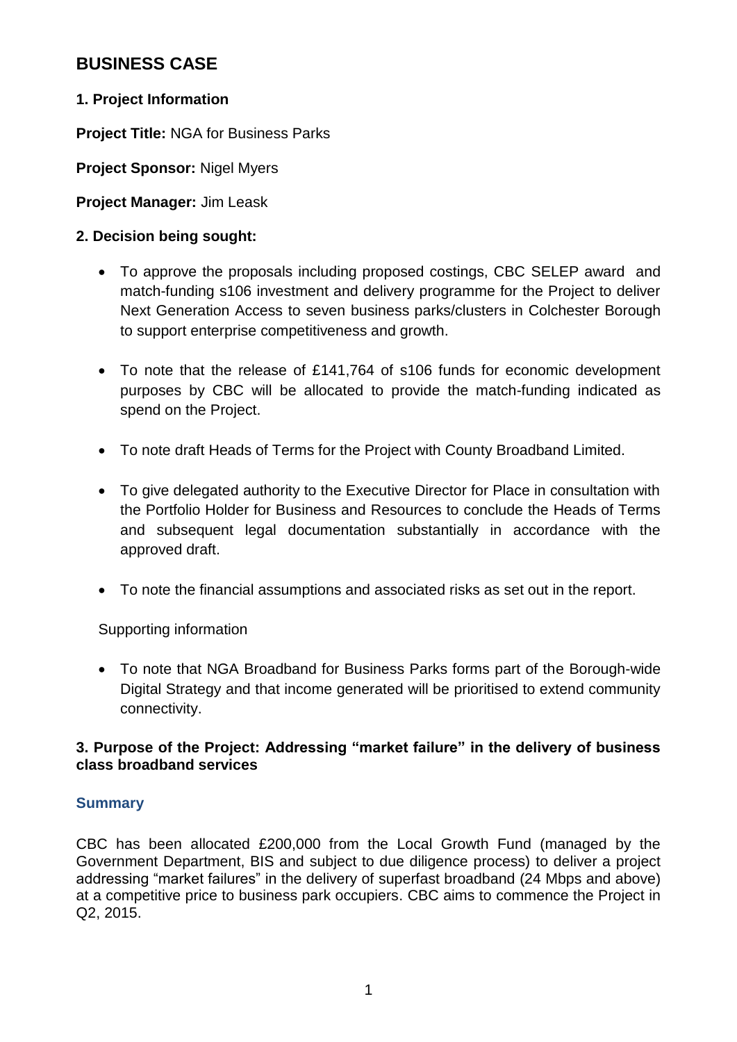# BUSINESS CASE

## 1. Project Information

**Project Title:** NGA for Business Parks

**Project Sponsor:** Nigel Myers

**Project Manager:** Jim Leask

## 2. Decision being sought:

- To approve the proposals including proposed costings, CBC SELEP award and match-funding s106 investment and delivery programme for the Project to deliver Next Generation Access to seven business parks/clusters in Colchester Borough to support enterprise competitiveness and growth.
- To note that the release of £141,764 of s106 funds for economic development purposes by CBC will be allocated to provide the match-funding indicated as spend on the Project.
- To note draft Heads of Terms for the Project with County Broadband Limited.
- To give delegated authority to the Executive Director for Place in consultation with the Portfolio Holder for Business and Resources to conclude the Heads of Terms and subsequent legal documentation substantially in accordance with the approved draft.
- To note the financial assumptions and associated risks as set out in the report.

Supporting information

- To note that NGA Broadband for Business Parks forms part of the Borough-wide Digital Strategy and that income generated will be prioritised to extend community connectivity.

## 3. Purpose of the Project: Addressing "market failure" in the delivery of business class broadband services

### Summary

CBC has been allocated £200,000 from the Local Growth Fund (managed by the Government Department, BIS and subject to due diligence process) to deliver a project addressing "market failures" in the delivery of superfast broadband (24 Mbps and above) at a competitive price to business park occupiers. CBC aims to commence the Project in Q2, 2015.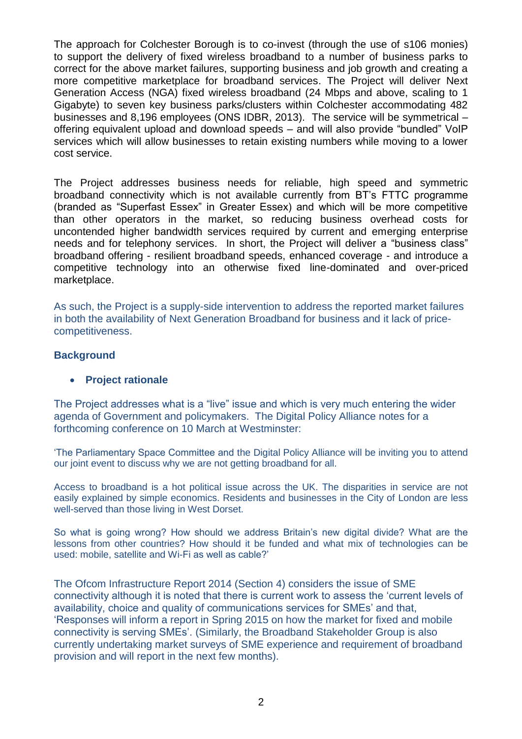The approach for Colchester Borough is to co-invest (through the use of s106 monies) to support the delivery of fixed wireless broadband to a number of business parks to correct for the above market failures, supporting business and job growth and creating a more competitive marketplace for broadband services. The Project will deliver Next Generation Access (NGA) fixed wireless broadband (24 Mbps and above, scaling to 1 Gigabyte) to seven key business parks/clusters within Colchester accommodating 482 businesses and 8,196 employees (ONS IDBR, 2013). The service will be symmetrical – offering equivalent upload and download speeds – and will also provide "bundled" VoIP services which will allow businesses to retain existing numbers while moving to a lower cost service.

The Project addresses business needs for reliable, high speed and symmetric broadband connectivity which is not available currently from BT's FTTC programme (branded as "Superfast Essex" in Greater Essex) and which will be more competitive than other operators in the market, so reducing business overhead costs for uncontended higher bandwidth services required by current and emerging enterprise needs and for telephony services. In short, the Project will deliver a "business class" broadband offering - resilient broadband speeds, enhanced coverage - and introduce a competitive technology into an otherwise fixed line-dominated and over-priced marketplace.

As such, the Project is a supply-side intervention to address the reported market failures in both the availability of Next Generation Broadband for business and it lack of price-competitiveness.

## Background

- **Project rationale**

The Project addresses what is a "live" issue and which is very much entering the wider agenda of Government and policymakers. The Digital Policy Alliance notes for a forthcoming conference on 10 March at Westminster:

'The Parliamentary Space Committee and the Digital Policy Alliance will be inviting you to attend our joint event to discuss why we are not getting broadband for all.

Access to broadband is a hot political issue across the UK. The disparities in service are not easily explained by simple economics. Residents and businesses in the City of London are less well-served than those living in West Dorset.

So what is going wrong? How should we address Britain's new digital divide? What are the lessons from other countries? How should it be funded and what mix of technologies can be used: mobile, satellite and Wi-Fi as well as cable?'

The Ofcom Infrastructure Report 2014 (Section 4) considers the issue of SME connectivity although it is noted that there is current work to assess the 'current levels of availability, choice and quality of communications services for SMEs' and that, 'Responses will inform a report in Spring 2015 on how the market for fixed and mobile connectivity is serving SMEs'. (Similarly, the Broadband Stakeholder Group is also currently undertaking market surveys of SME experience and requirement of broadband provision and will report in the next few months).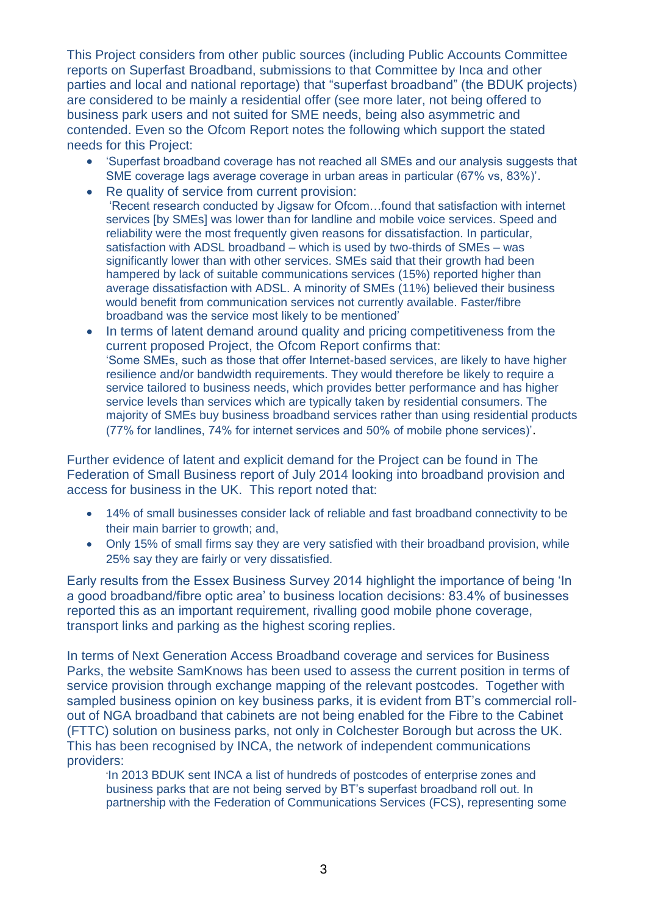This Project considers from other public sources (including Public Accounts Committee reports on Superfast Broadband, submissions to that Committee by Inca and other parties and local and national reportage) that "superfast broadband" (the BDUK projects) are considered to be mainly a residential offer (see more later, not being offered to business park users and not suited for SME needs, being also asymmetric and contended. Even so the Ofcom Report notes the following which support the stated needs for this Project:

- 'Superfast broadband coverage has not reached all SMEs and our analysis suggests that SME coverage lags average coverage in urban areas in particular (67% vs, 83%)'.
- Re quality of service from current provision:
  'Recent research conducted by Jigsaw for Ofcom…found that satisfaction with internet services [by SMEs] was lower than for landline and mobile voice services. Speed and reliability were the most frequently given reasons for dissatisfaction. In particular, satisfaction with ADSL broadband – which is used by two-thirds of SMEs – was significantly lower than with other services. SMEs said that their growth had been hampered by lack of suitable communications services (15%) reported higher than average dissatisfaction with ADSL. A minority of SMEs (11%) believed their business would benefit from communication services not currently available. Faster/fibre broadband was the service most likely to be mentioned'
- In terms of latent demand around quality and pricing competitiveness from the current proposed Project, the Ofcom Report confirms that:
  'Some SMEs, such as those that offer Internet-based services, are likely to have higher resilience and/or bandwidth requirements. They would therefore be likely to require a service tailored to business needs, which provides better performance and has higher service levels than services which are typically taken by residential consumers. The majority of SMEs buy business broadband services rather than using residential products (77% for landlines, 74% for internet services and 50% of mobile phone services)'.

Further evidence of latent and explicit demand for the Project can be found in The Federation of Small Business report of July 2014 looking into broadband provision and access for business in the UK. This report noted that:

- 14% of small businesses consider lack of reliable and fast broadband connectivity to be their main barrier to growth; and,
- Only 15% of small firms say they are very satisfied with their broadband provision, while 25% say they are fairly or very dissatisfied.

Early results from the Essex Business Survey 2014 highlight the importance of being 'In a good broadband/fibre optic area' to business location decisions: 83.4% of businesses reported this as an important requirement, rivalling good mobile phone coverage, transport links and parking as the highest scoring replies.

In terms of Next Generation Access Broadband coverage and services for Business Parks, the website SamKnows has been used to assess the current position in terms of service provision through exchange mapping of the relevant postcodes. Together with sampled business opinion on key business parks, it is evident from BT's commercial roll-out of NGA broadband that cabinets are not being enabled for the Fibre to the Cabinet (FTTC) solution on business parks, not only in Colchester Borough but across the UK. This has been recognised by INCA, the network of independent communications providers:

> 'In 2013 BDUK sent INCA a list of hundreds of postcodes of enterprise zones and business parks that are not being served by BT's superfast broadband roll out. In partnership with the Federation of Communications Services (FCS), representing some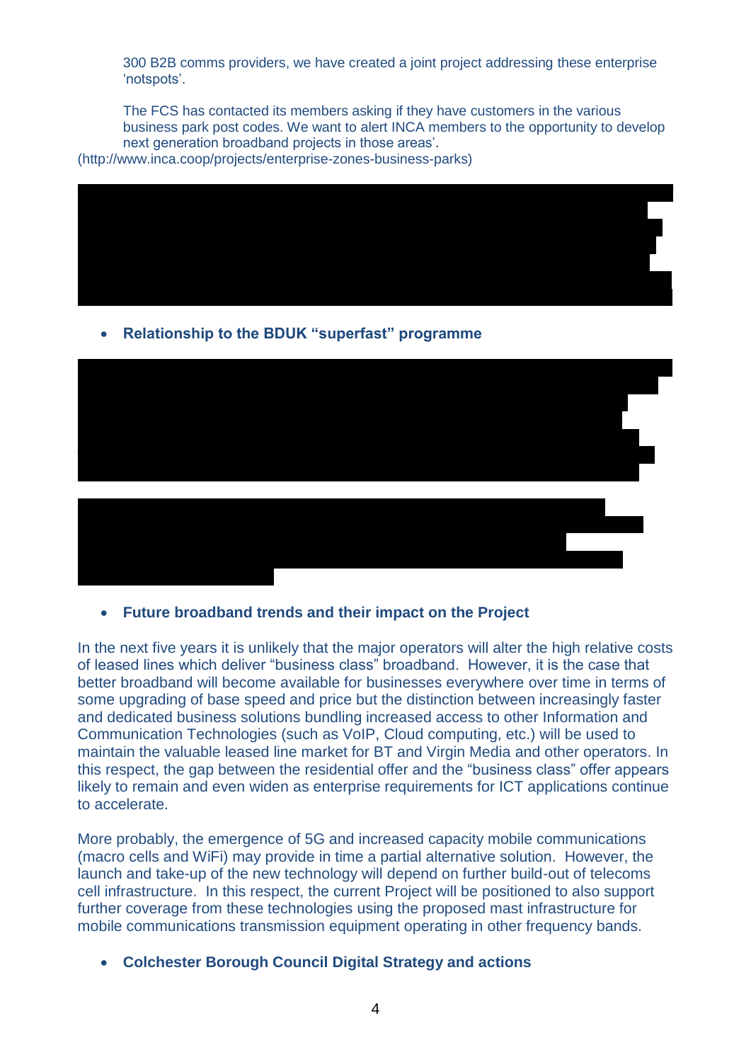300 B2B comms providers, we have created a joint project addressing these enterprise 'notspots'.

The FCS has contacted its members asking if they have customers in the various business park post codes. We want to alert INCA members to the opportunity to develop next generation broadband projects in those areas'.
(http://www.inca.coop/projects/enterprise-zones-business-parks)

- **Relationship to the BDUK "superfast" programme**

- **Future broadband trends and their impact on the Project**

In the next five years it is unlikely that the major operators will alter the high relative costs of leased lines which deliver "business class" broadband. However, it is the case that better broadband will become available for businesses everywhere over time in terms of some upgrading of base speed and price but the distinction between increasingly faster and dedicated business solutions bundling increased access to other Information and Communication Technologies (such as VoIP, Cloud computing, etc.) will be used to maintain the valuable leased line market for BT and Virgin Media and other operators. In this respect, the gap between the residential offer and the "business class" offer appears likely to remain and even widen as enterprise requirements for ICT applications continue to accelerate.

More probably, the emergence of 5G and increased capacity mobile communications (macro cells and WiFi) may provide in time a partial alternative solution. However, the launch and take-up of the new technology will depend on further build-out of telecoms cell infrastructure. In this respect, the current Project will be positioned to also support further coverage from these technologies using the proposed mast infrastructure for mobile communications transmission equipment operating in other frequency bands.

- **Colchester Borough Council Digital Strategy and actions**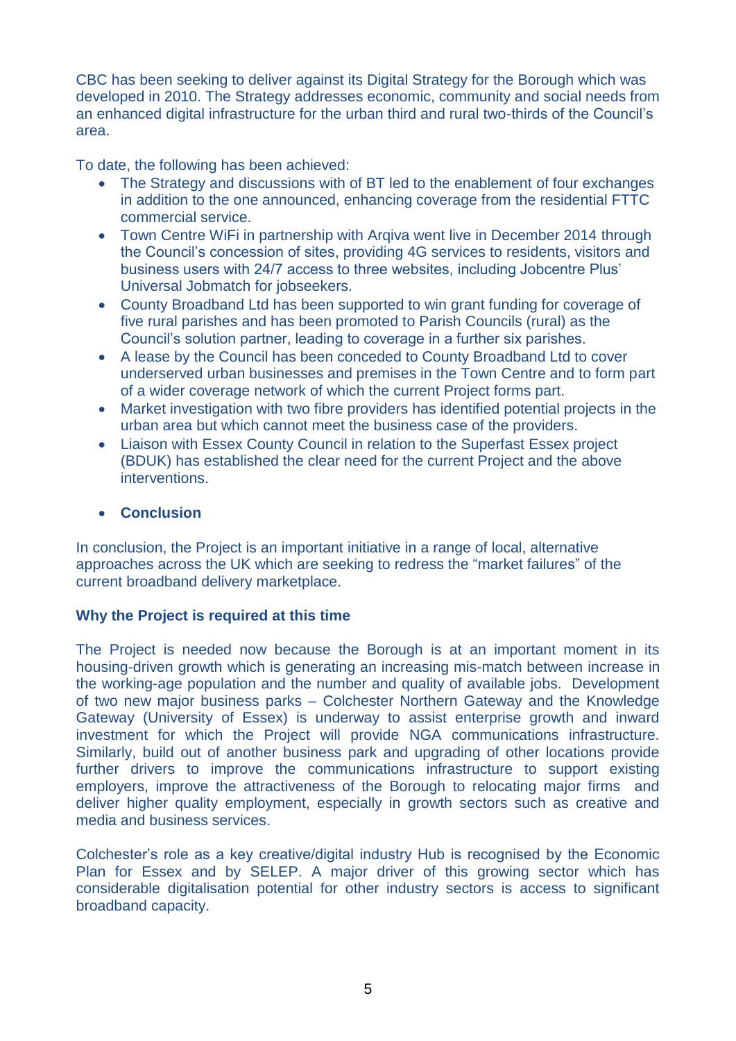CBC has been seeking to deliver against its Digital Strategy for the Borough which was developed in 2010. The Strategy addresses economic, community and social needs from an enhanced digital infrastructure for the urban third and rural two-thirds of the Council's area.

To date, the following has been achieved:

- The Strategy and discussions with of BT led to the enablement of four exchanges in addition to the one announced, enhancing coverage from the residential FTTC commercial service.
- Town Centre WiFi in partnership with Arqiva went live in December 2014 through the Council's concession of sites, providing 4G services to residents, visitors and business users with 24/7 access to three websites, including Jobcentre Plus' Universal Jobmatch for jobseekers.
- County Broadband Ltd has been supported to win grant funding for coverage of five rural parishes and has been promoted to Parish Councils (rural) as the Council's solution partner, leading to coverage in a further six parishes.
- A lease by the Council has been conceded to County Broadband Ltd to cover underserved urban businesses and premises in the Town Centre and to form part of a wider coverage network of which the current Project forms part.
- Market investigation with two fibre providers has identified potential projects in the urban area but which cannot meet the business case of the providers.
- Liaison with Essex County Council in relation to the Superfast Essex project (BDUK) has established the clear need for the current Project and the above interventions.

- **Conclusion**

In conclusion, the Project is an important initiative in a range of local, alternative approaches across the UK which are seeking to redress the "market failures" of the current broadband delivery marketplace.

**Why the Project is required at this time**

The Project is needed now because the Borough is at an important moment in its housing-driven growth which is generating an increasing mis-match between increase in the working-age population and the number and quality of available jobs. Development of two new major business parks – Colchester Northern Gateway and the Knowledge Gateway (University of Essex) is underway to assist enterprise growth and inward investment for which the Project will provide NGA communications infrastructure. Similarly, build out of another business park and upgrading of other locations provide further drivers to improve the communications infrastructure to support existing employers, improve the attractiveness of the Borough to relocating major firms and deliver higher quality employment, especially in growth sectors such as creative and media and business services.

Colchester's role as a key creative/digital industry Hub is recognised by the Economic Plan for Essex and by SELEP. A major driver of this growing sector which has considerable digitalisation potential for other industry sectors is access to significant broadband capacity.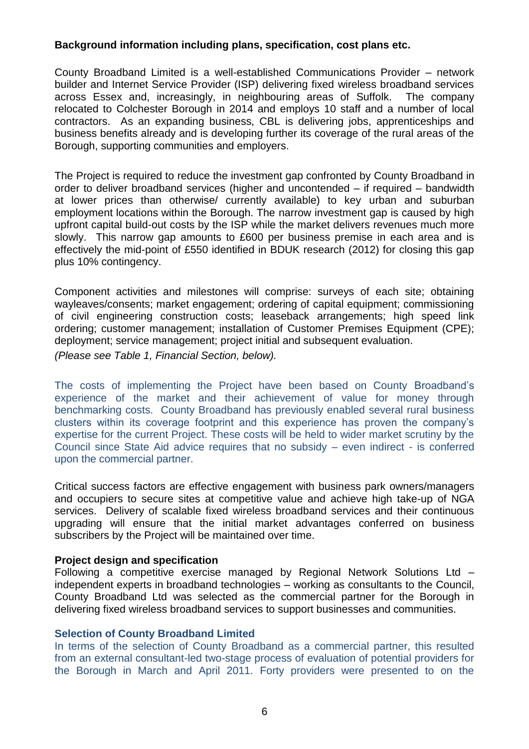**Background information including plans, specification, cost plans etc.**

County Broadband Limited is a well-established Communications Provider – network builder and Internet Service Provider (ISP) delivering fixed wireless broadband services across Essex and, increasingly, in neighbouring areas of Suffolk. The company relocated to Colchester Borough in 2014 and employs 10 staff and a number of local contractors. As an expanding business, CBL is delivering jobs, apprenticeships and business benefits already and is developing further its coverage of the rural areas of the Borough, supporting communities and employers.

The Project is required to reduce the investment gap confronted by County Broadband in order to deliver broadband services (higher and uncontended – if required – bandwidth at lower prices than otherwise/ currently available) to key urban and suburban employment locations within the Borough. The narrow investment gap is caused by high upfront capital build-out costs by the ISP while the market delivers revenues much more slowly. This narrow gap amounts to £600 per business premise in each area and is effectively the mid-point of £550 identified in BDUK research (2012) for closing this gap plus 10% contingency.

Component activities and milestones will comprise: surveys of each site; obtaining wayleaves/consents; market engagement; ordering of capital equipment; commissioning of civil engineering construction costs; leaseback arrangements; high speed link ordering; customer management; installation of Customer Premises Equipment (CPE); deployment; service management; project initial and subsequent evaluation.
*(Please see Table 1, Financial Section, below).*

The costs of implementing the Project have been based on County Broadband's experience of the market and their achievement of value for money through benchmarking costs. County Broadband has previously enabled several rural business clusters within its coverage footprint and this experience has proven the company's expertise for the current Project. These costs will be held to wider market scrutiny by the Council since State Aid advice requires that no subsidy – even indirect - is conferred upon the commercial partner.

Critical success factors are effective engagement with business park owners/managers and occupiers to secure sites at competitive value and achieve high take-up of NGA services. Delivery of scalable fixed wireless broadband services and their continuous upgrading will ensure that the initial market advantages conferred on business subscribers by the Project will be maintained over time.

**Project design and specification**
Following a competitive exercise managed by Regional Network Solutions Ltd – independent experts in broadband technologies – working as consultants to the Council, County Broadband Ltd was selected as the commercial partner for the Borough in delivering fixed wireless broadband services to support businesses and communities.

**Selection of County Broadband Limited**
In terms of the selection of County Broadband as a commercial partner, this resulted from an external consultant-led two-stage process of evaluation of potential providers for the Borough in March and April 2011. Forty providers were presented to on the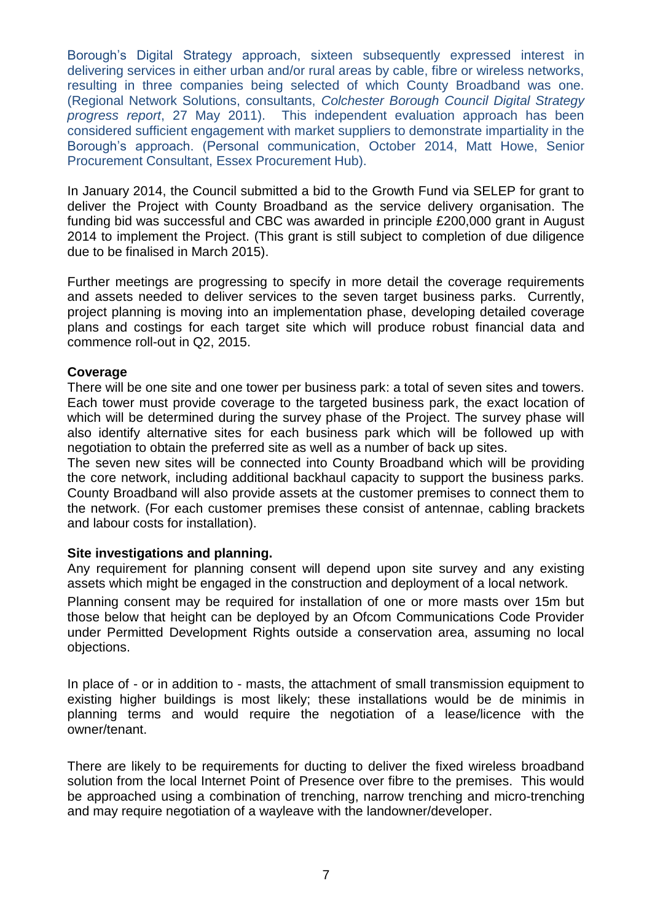Borough's Digital Strategy approach, sixteen subsequently expressed interest in delivering services in either urban and/or rural areas by cable, fibre or wireless networks, resulting in three companies being selected of which County Broadband was one. (Regional Network Solutions, consultants, *Colchester Borough Council Digital Strategy progress report*, 27 May 2011). This independent evaluation approach has been considered sufficient engagement with market suppliers to demonstrate impartiality in the Borough's approach. (Personal communication, October 2014, Matt Howe, Senior Procurement Consultant, Essex Procurement Hub).

In January 2014, the Council submitted a bid to the Growth Fund via SELEP for grant to deliver the Project with County Broadband as the service delivery organisation. The funding bid was successful and CBC was awarded in principle £200,000 grant in August 2014 to implement the Project. (This grant is still subject to completion of due diligence due to be finalised in March 2015).

Further meetings are progressing to specify in more detail the coverage requirements and assets needed to deliver services to the seven target business parks. Currently, project planning is moving into an implementation phase, developing detailed coverage plans and costings for each target site which will produce robust financial data and commence roll-out in Q2, 2015.

**Coverage**

There will be one site and one tower per business park: a total of seven sites and towers. Each tower must provide coverage to the targeted business park, the exact location of which will be determined during the survey phase of the Project. The survey phase will also identify alternative sites for each business park which will be followed up with negotiation to obtain the preferred site as well as a number of back up sites.

The seven new sites will be connected into County Broadband which will be providing the core network, including additional backhaul capacity to support the business parks. County Broadband will also provide assets at the customer premises to connect them to the network. (For each customer premises these consist of antennae, cabling brackets and labour costs for installation).

**Site investigations and planning.**

Any requirement for planning consent will depend upon site survey and any existing assets which might be engaged in the construction and deployment of a local network.

Planning consent may be required for installation of one or more masts over 15m but those below that height can be deployed by an Ofcom Communications Code Provider under Permitted Development Rights outside a conservation area, assuming no local objections.

In place of - or in addition to - masts, the attachment of small transmission equipment to existing higher buildings is most likely; these installations would be de minimis in planning terms and would require the negotiation of a lease/licence with the owner/tenant.

There are likely to be requirements for ducting to deliver the fixed wireless broadband solution from the local Internet Point of Presence over fibre to the premises. This would be approached using a combination of trenching, narrow trenching and micro-trenching and may require negotiation of a wayleave with the landowner/developer.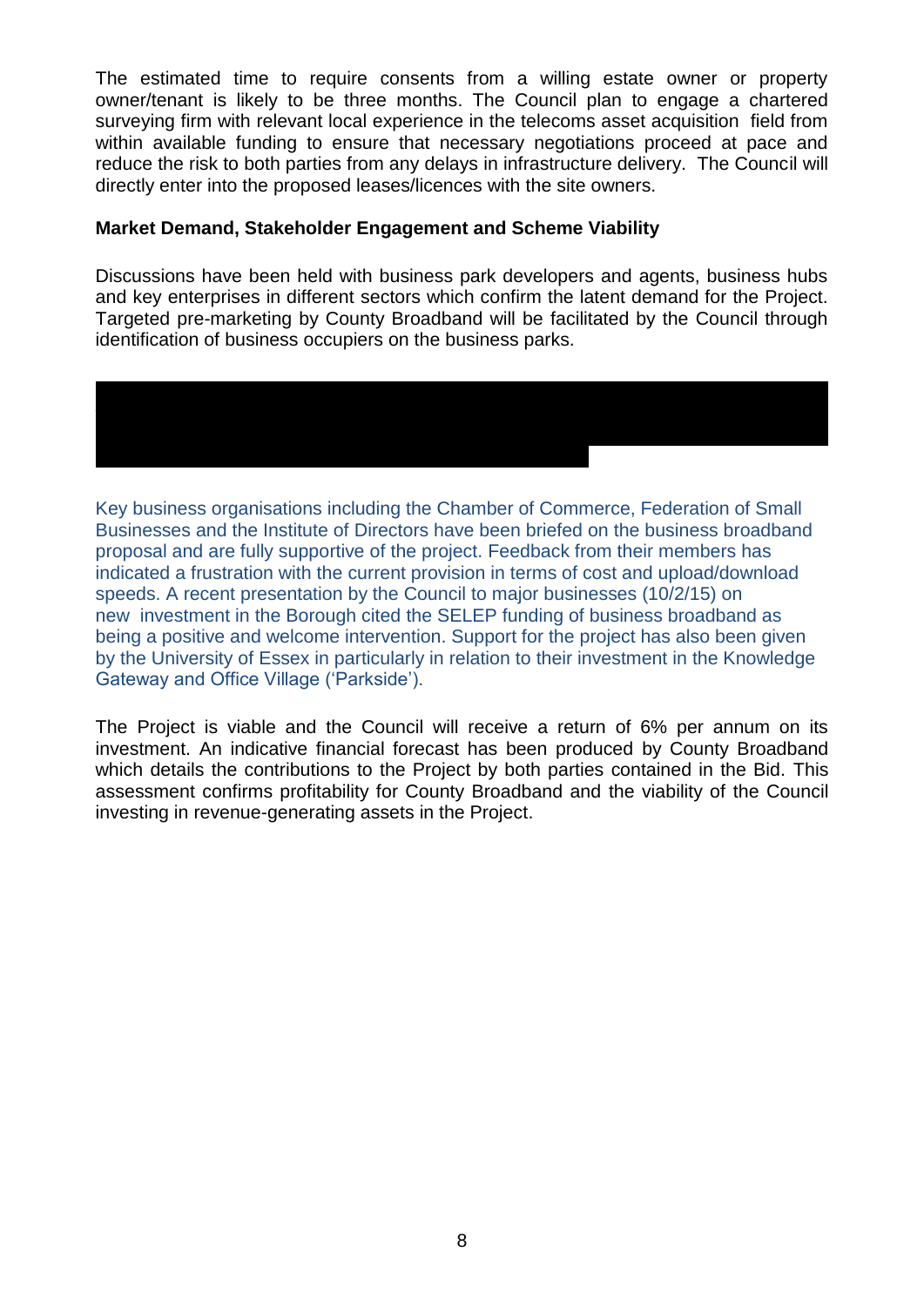The estimated time to require consents from a willing estate owner or property owner/tenant is likely to be three months. The Council plan to engage a chartered surveying firm with relevant local experience in the telecoms asset acquisition field from within available funding to ensure that necessary negotiations proceed at pace and reduce the risk to both parties from any delays in infrastructure delivery. The Council will directly enter into the proposed leases/licences with the site owners.

**Market Demand, Stakeholder Engagement and Scheme Viability**

Discussions have been held with business park developers and agents, business hubs and key enterprises in different sectors which confirm the latent demand for the Project. Targeted pre-marketing by County Broadband will be facilitated by the Council through identification of business occupiers on the business parks.

Key business organisations including the Chamber of Commerce, Federation of Small Businesses and the Institute of Directors have been briefed on the business broadband proposal and are fully supportive of the project. Feedback from their members has indicated a frustration with the current provision in terms of cost and upload/download speeds. A recent presentation by the Council to major businesses (10/2/15) on new investment in the Borough cited the SELEP funding of business broadband as being a positive and welcome intervention. Support for the project has also been given by the University of Essex in particularly in relation to their investment in the Knowledge Gateway and Office Village ('Parkside').

The Project is viable and the Council will receive a return of 6% per annum on its investment. An indicative financial forecast has been produced by County Broadband which details the contributions to the Project by both parties contained in the Bid. This assessment confirms profitability for County Broadband and the viability of the Council investing in revenue-generating assets in the Project.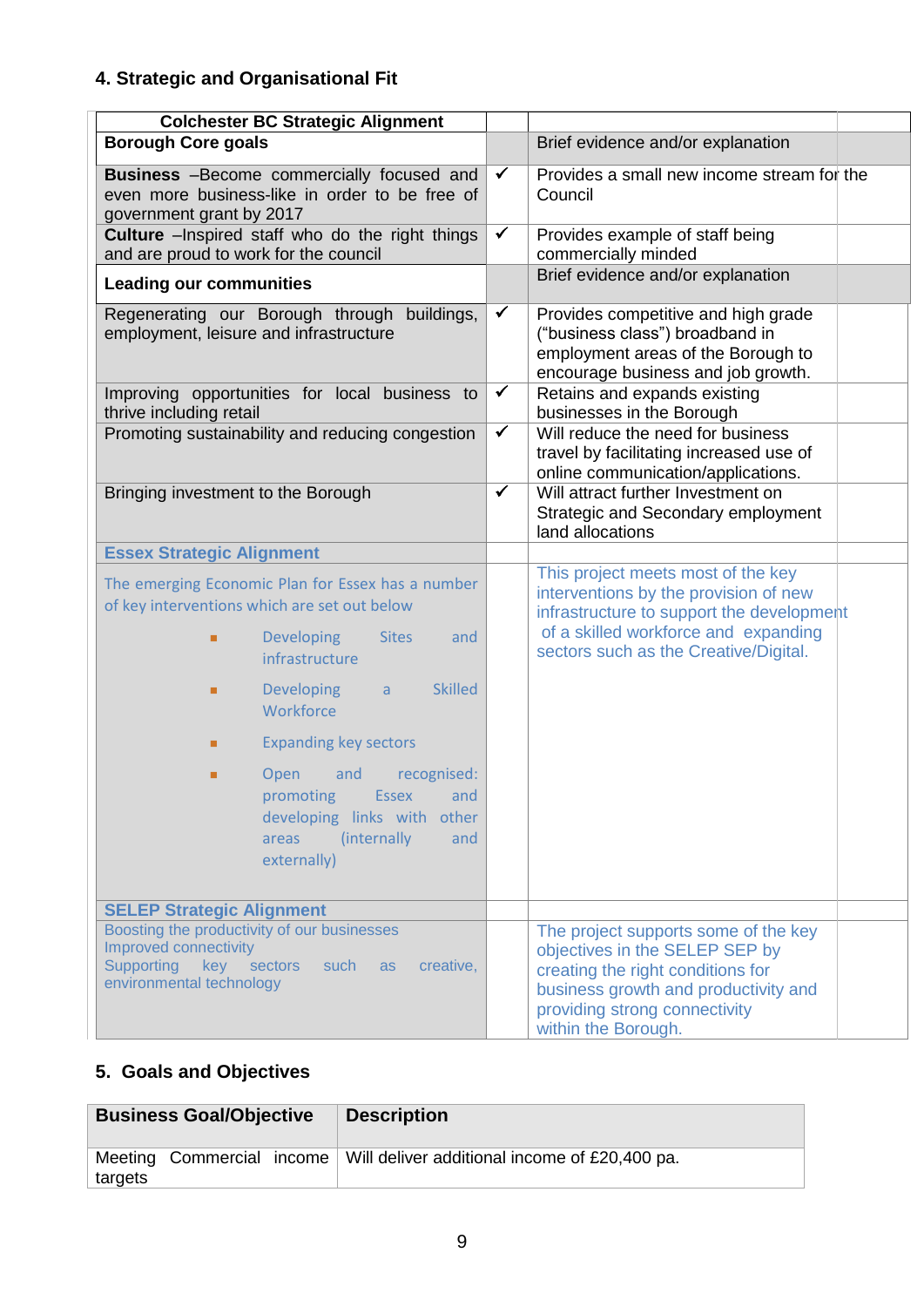## 4. Strategic and Organisational Fit

| Colchester BC Strategic Alignment | | |
|---|---|---|
| **Borough Core goals** | | Brief evidence and/or explanation |
| **Business** –Become commercially focused and even more business-like in order to be free of government grant by 2017 | ✓ | Provides a small new income stream for the Council |
| **Culture** –Inspired staff who do the right things and are proud to work for the council | ✓ | Provides example of staff being commercially minded |
| **Leading our communities** | | Brief evidence and/or explanation |
| Regenerating our Borough through buildings, employment, leisure and infrastructure | ✓ | Provides competitive and high grade ("business class") broadband in employment areas of the Borough to encourage business and job growth. |
| Improving opportunities for local business to thrive including retail | ✓ | Retains and expands existing businesses in the Borough |
| Promoting sustainability and reducing congestion | ✓ | Will reduce the need for business travel by facilitating increased use of online communication/applications. |
| Bringing investment to the Borough | ✓ | Will attract further Investment on Strategic and Secondary employment land allocations |
| **Essex Strategic Alignment** | | |
| The emerging Economic Plan for Essex has a number of key interventions which are set out below<br>▪ Developing Sites and infrastructure<br>▪ Developing a Skilled Workforce<br>▪ Expanding key sectors<br>▪ Open and recognised: promoting Essex and developing links with other areas (internally and externally) | | This project meets most of the key interventions by the provision of new infrastructure to support the development of a skilled workforce and expanding sectors such as the Creative/Digital. |
| **SELEP Strategic Alignment** | | |
| Boosting the productivity of our businesses<br>Improved connectivity<br>Supporting key sectors such as creative, environmental technology | | The project supports some of the key objectives in the SELEP SEP by creating the right conditions for business growth and productivity and providing strong connectivity within the Borough. |

## 5. Goals and Objectives

| Business Goal/Objective | Description |
|---|---|
| Meeting Commercial income targets | Will deliver additional income of £20,400 pa. |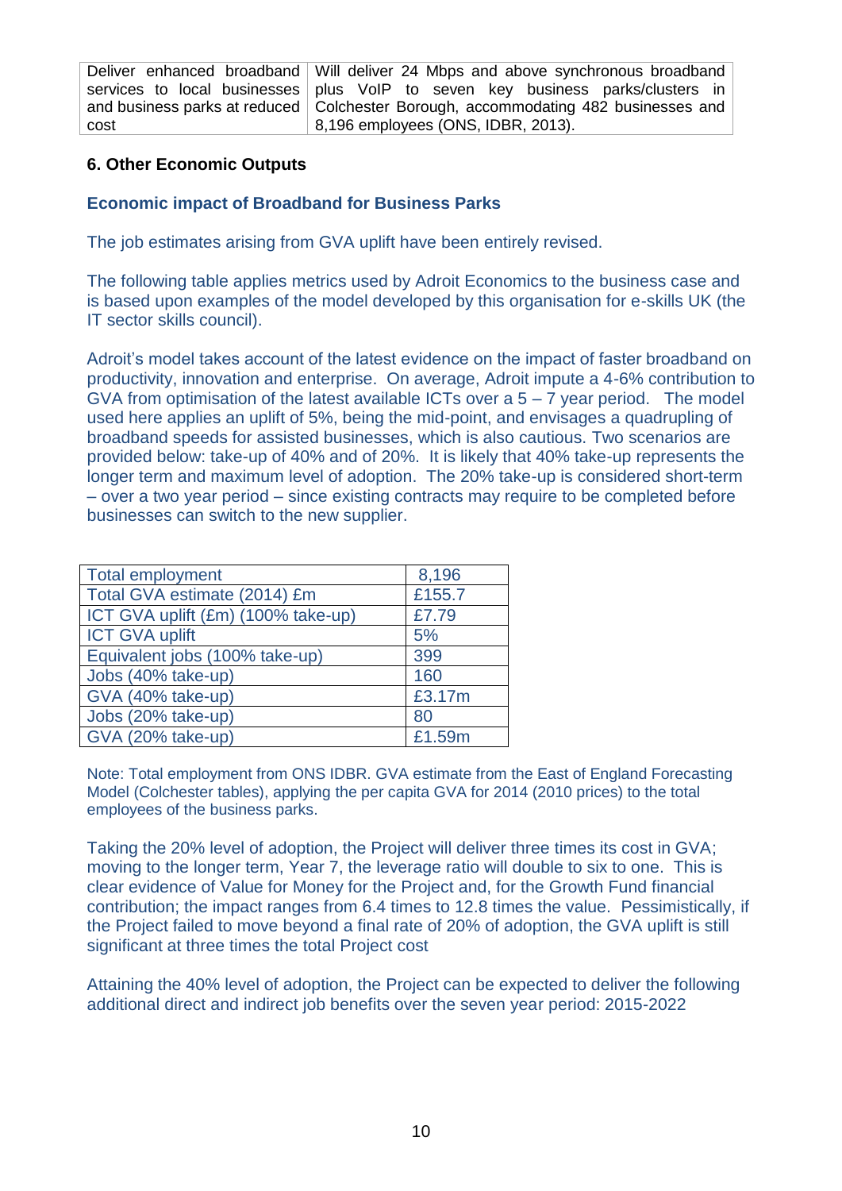| Deliver enhanced broadband services to local businesses and business parks at reduced cost | Will deliver 24 Mbps and above synchronous broadband plus VoIP to seven key business parks/clusters in Colchester Borough, accommodating 482 businesses and 8,196 employees (ONS, IDBR, 2013). |
|---|---|

## 6. Other Economic Outputs

### Economic impact of Broadband for Business Parks

The job estimates arising from GVA uplift have been entirely revised.

The following table applies metrics used by Adroit Economics to the business case and is based upon examples of the model developed by this organisation for e-skills UK (the IT sector skills council).

Adroit's model takes account of the latest evidence on the impact of faster broadband on productivity, innovation and enterprise. On average, Adroit impute a 4-6% contribution to GVA from optimisation of the latest available ICTs over a 5 – 7 year period. The model used here applies an uplift of 5%, being the mid-point, and envisages a quadrupling of broadband speeds for assisted businesses, which is also cautious. Two scenarios are provided below: take-up of 40% and of 20%. It is likely that 40% take-up represents the longer term and maximum level of adoption. The 20% take-up is considered short-term – over a two year period – since existing contracts may require to be completed before businesses can switch to the new supplier.

| Total employment | 8,196 |
|---|---|
| Total GVA estimate (2014) £m | £155.7 |
| ICT GVA uplift (£m) (100% take-up) | £7.79 |
| ICT GVA uplift | 5% |
| Equivalent jobs (100% take-up) | 399 |
| Jobs (40% take-up) | 160 |
| GVA (40% take-up) | £3.17m |
| Jobs (20% take-up) | 80 |
| GVA (20% take-up) | £1.59m |

Note: Total employment from ONS IDBR. GVA estimate from the East of England Forecasting Model (Colchester tables), applying the per capita GVA for 2014 (2010 prices) to the total employees of the business parks.

Taking the 20% level of adoption, the Project will deliver three times its cost in GVA; moving to the longer term, Year 7, the leverage ratio will double to six to one. This is clear evidence of Value for Money for the Project and, for the Growth Fund financial contribution; the impact ranges from 6.4 times to 12.8 times the value. Pessimistically, if the Project failed to move beyond a final rate of 20% of adoption, the GVA uplift is still significant at three times the total Project cost

Attaining the 40% level of adoption, the Project can be expected to deliver the following additional direct and indirect job benefits over the seven year period: 2015-2022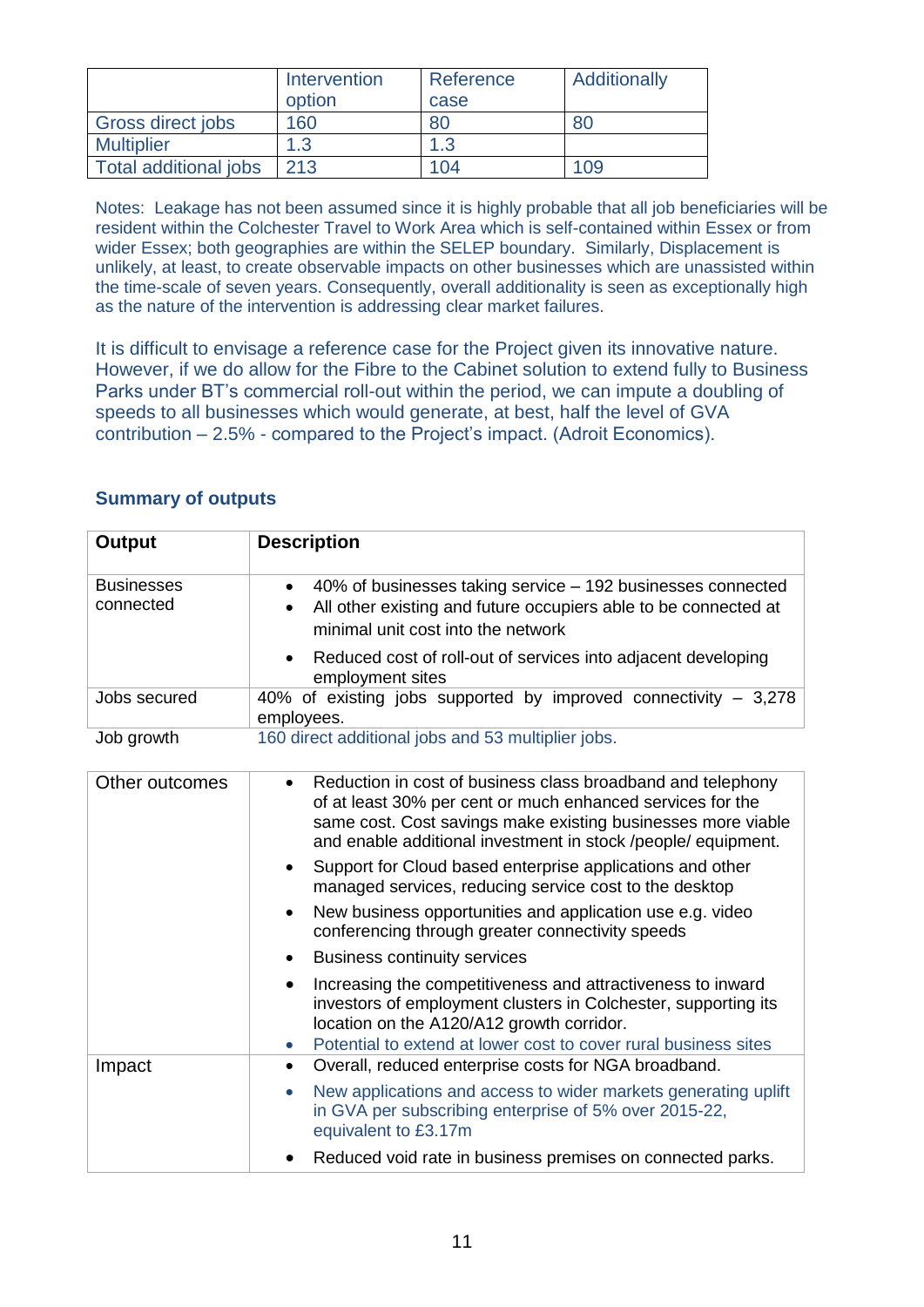| | Intervention option | Reference case | Additionally |
|---|---|---|---|
| Gross direct jobs | 160 | 80 | 80 |
| Multiplier | 1.3 | 1.3 | |
| Total additional jobs | 213 | 104 | 109 |

Notes: Leakage has not been assumed since it is highly probable that all job beneficiaries will be resident within the Colchester Travel to Work Area which is self-contained within Essex or from wider Essex; both geographies are within the SELEP boundary. Similarly, Displacement is unlikely, at least, to create observable impacts on other businesses which are unassisted within the time-scale of seven years. Consequently, overall additionality is seen as exceptionally high as the nature of the intervention is addressing clear market failures.

It is difficult to envisage a reference case for the Project given its innovative nature. However, if we do allow for the Fibre to the Cabinet solution to extend fully to Business Parks under BT's commercial roll-out within the period, we can impute a doubling of speeds to all businesses which would generate, at best, half the level of GVA contribution – 2.5% - compared to the Project's impact. (Adroit Economics).

### Summary of outputs

| Output | Description |
|---|---|
| Businesses connected | • 40% of businesses taking service – 192 businesses connected<br>• All other existing and future occupiers able to be connected at minimal unit cost into the network<br>• Reduced cost of roll-out of services into adjacent developing employment sites |
| Jobs secured | 40% of existing jobs supported by improved connectivity – 3,278 employees. |
| Job growth | 160 direct additional jobs and 53 multiplier jobs. |
| Other outcomes | • Reduction in cost of business class broadband and telephony of at least 30% per cent or much enhanced services for the same cost. Cost savings make existing businesses more viable and enable additional investment in stock /people/ equipment.<br>• Support for Cloud based enterprise applications and other managed services, reducing service cost to the desktop<br>• New business opportunities and application use e.g. video conferencing through greater connectivity speeds<br>• Business continuity services<br>• Increasing the competitiveness and attractiveness to inward investors of employment clusters in Colchester, supporting its location on the A120/A12 growth corridor.<br>• Potential to extend at lower cost to cover rural business sites |
| Impact | • Overall, reduced enterprise costs for NGA broadband.<br>• New applications and access to wider markets generating uplift in GVA per subscribing enterprise of 5% over 2015-22, equivalent to £3.17m<br>• Reduced void rate in business premises on connected parks. |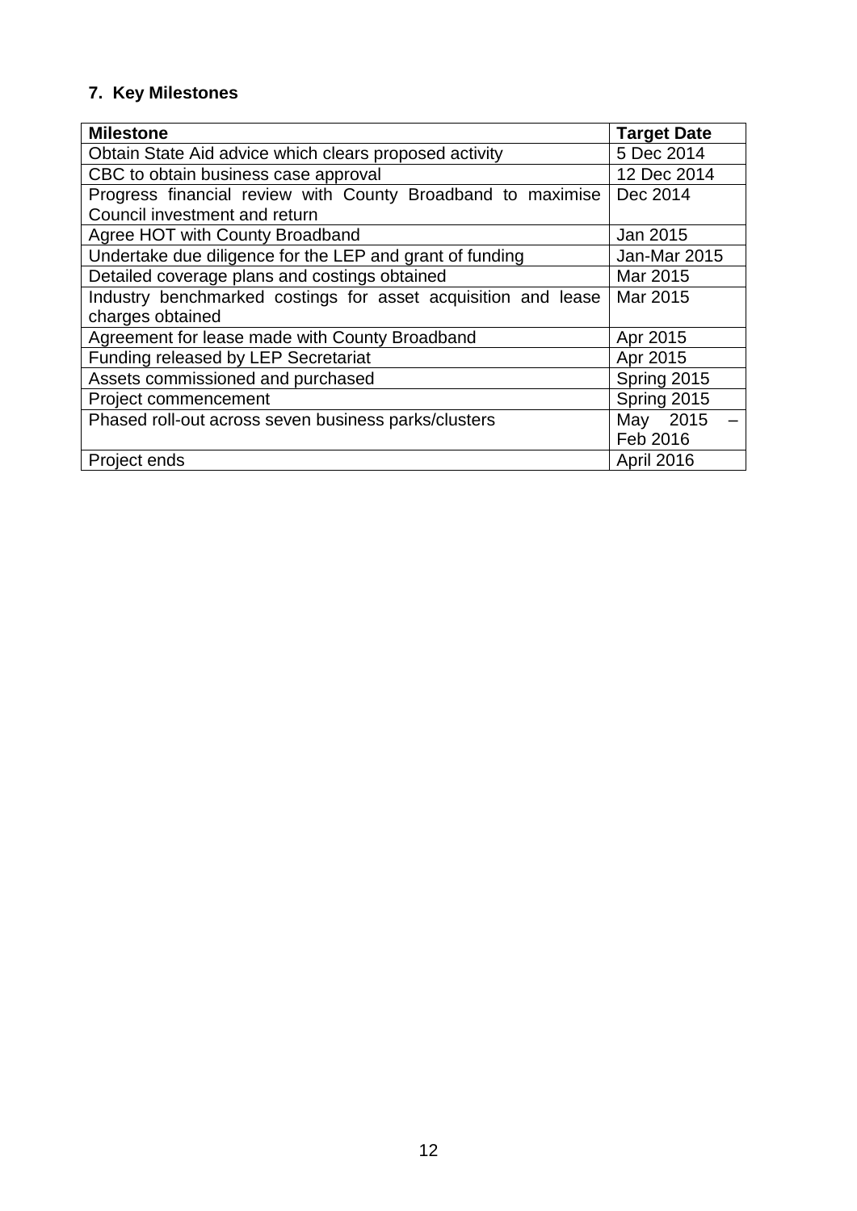## 7. Key Milestones

| Milestone | Target Date |
|---|---|
| Obtain State Aid advice which clears proposed activity | 5 Dec 2014 |
| CBC to obtain business case approval | 12 Dec 2014 |
| Progress financial review with County Broadband to maximise Council investment and return | Dec 2014 |
| Agree HOT with County Broadband | Jan 2015 |
| Undertake due diligence for the LEP and grant of funding | Jan-Mar 2015 |
| Detailed coverage plans and costings obtained | Mar 2015 |
| Industry benchmarked costings for asset acquisition and lease charges obtained | Mar 2015 |
| Agreement for lease made with County Broadband | Apr 2015 |
| Funding released by LEP Secretariat | Apr 2015 |
| Assets commissioned and purchased | Spring 2015 |
| Project commencement | Spring 2015 |
| Phased roll-out across seven business parks/clusters | May 2015 – Feb 2016 |
| Project ends | April 2016 |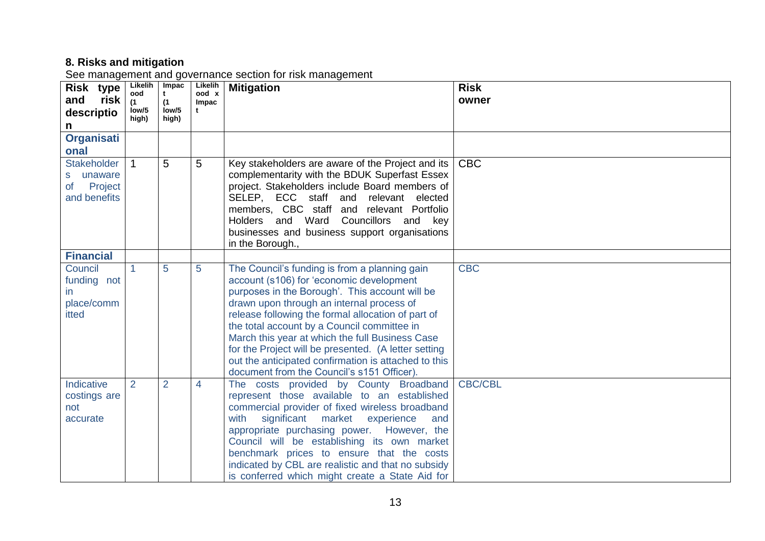**8. Risks and mitigation**

See management and governance section for risk management

| Risk type and risk description | Likelihood (1 low/5 high) | Impact (1 low/5 high) | Likelihood x Impact | Mitigation | Risk owner |
|---|---|---|---|---|---|
| **Organisational** | | | | | |
| Stakeholders unaware of Project and benefits | 1 | 5 | 5 | Key stakeholders are aware of the Project and its complementarity with the BDUK Superfast Essex project. Stakeholders include Board members of SELEP, ECC staff and relevant elected members, CBC staff and relevant Portfolio Holders and Ward Councillors and key businesses and business support organisations in the Borough., | CBC |
| **Financial** | | | | | |
| Council funding not in place/committed | 1 | 5 | 5 | The Council's funding is from a planning gain account (s106) for 'economic development purposes in the Borough'. This account will be drawn upon through an internal process of release following the formal allocation of part of the total account by a Council committee in March this year at which the full Business Case for the Project will be presented. (A letter setting out the anticipated confirmation is attached to this document from the Council's s151 Officer). | CBC |
| Indicative costings are not accurate | 2 | 2 | 4 | The costs provided by County Broadband represent those available to an established commercial provider of fixed wireless broadband with significant market experience and appropriate purchasing power. However, the Council will be establishing its own market benchmark prices to ensure that the costs indicated by CBL are realistic and that no subsidy is conferred which might create a State Aid for | CBC/CBL |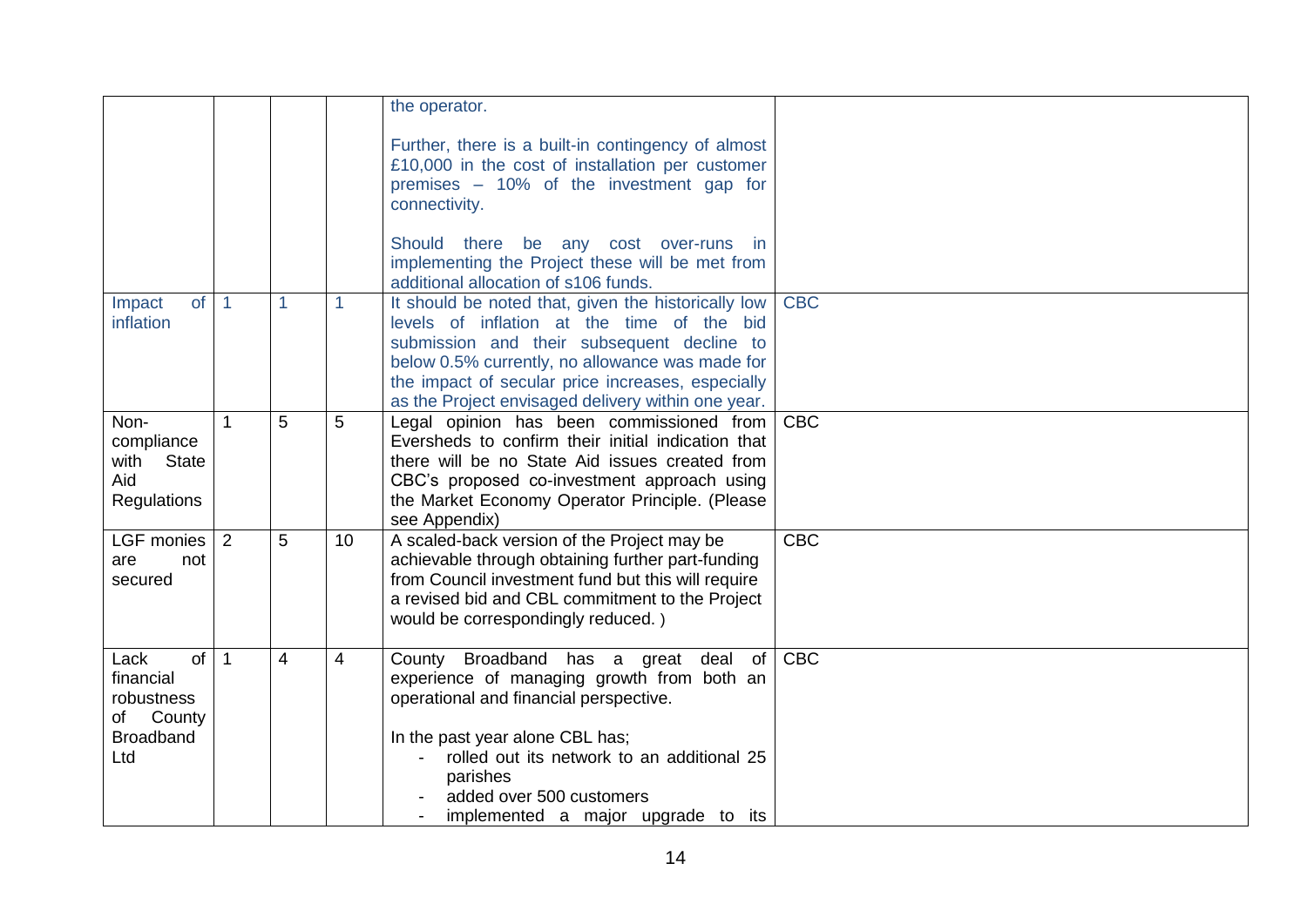| | | | | | |
|---|---|---|---|---|---|
| | | | | the operator.<br><br>Further, there is a built-in contingency of almost £10,000 in the cost of installation per customer premises – 10% of the investment gap for connectivity.<br><br>Should there be any cost over-runs in implementing the Project these will be met from additional allocation of s106 funds. | |
| Impact of inflation | 1 | 1 | 1 | It should be noted that, given the historically low levels of inflation at the time of the bid submission and their subsequent decline to below 0.5% currently, no allowance was made for the impact of secular price increases, especially as the Project envisaged delivery within one year. | CBC |
| Non-compliance with State Aid Regulations | 1 | 5 | 5 | Legal opinion has been commissioned from Eversheds to confirm their initial indication that there will be no State Aid issues created from CBC's proposed co-investment approach using the Market Economy Operator Principle. (Please see Appendix) | CBC |
| LGF monies are not secured | 2 | 5 | 10 | A scaled-back version of the Project may be achievable through obtaining further part-funding from Council investment fund but this will require a revised bid and CBL commitment to the Project would be correspondingly reduced. ) | CBC |
| Lack of financial robustness of County Broadband Ltd | 1 | 4 | 4 | County Broadband has a great deal of experience of managing growth from both an operational and financial perspective.<br><br>In the past year alone CBL has;<br>- rolled out its network to an additional 25 parishes<br>- added over 500 customers<br>- implemented a major upgrade to its | CBC |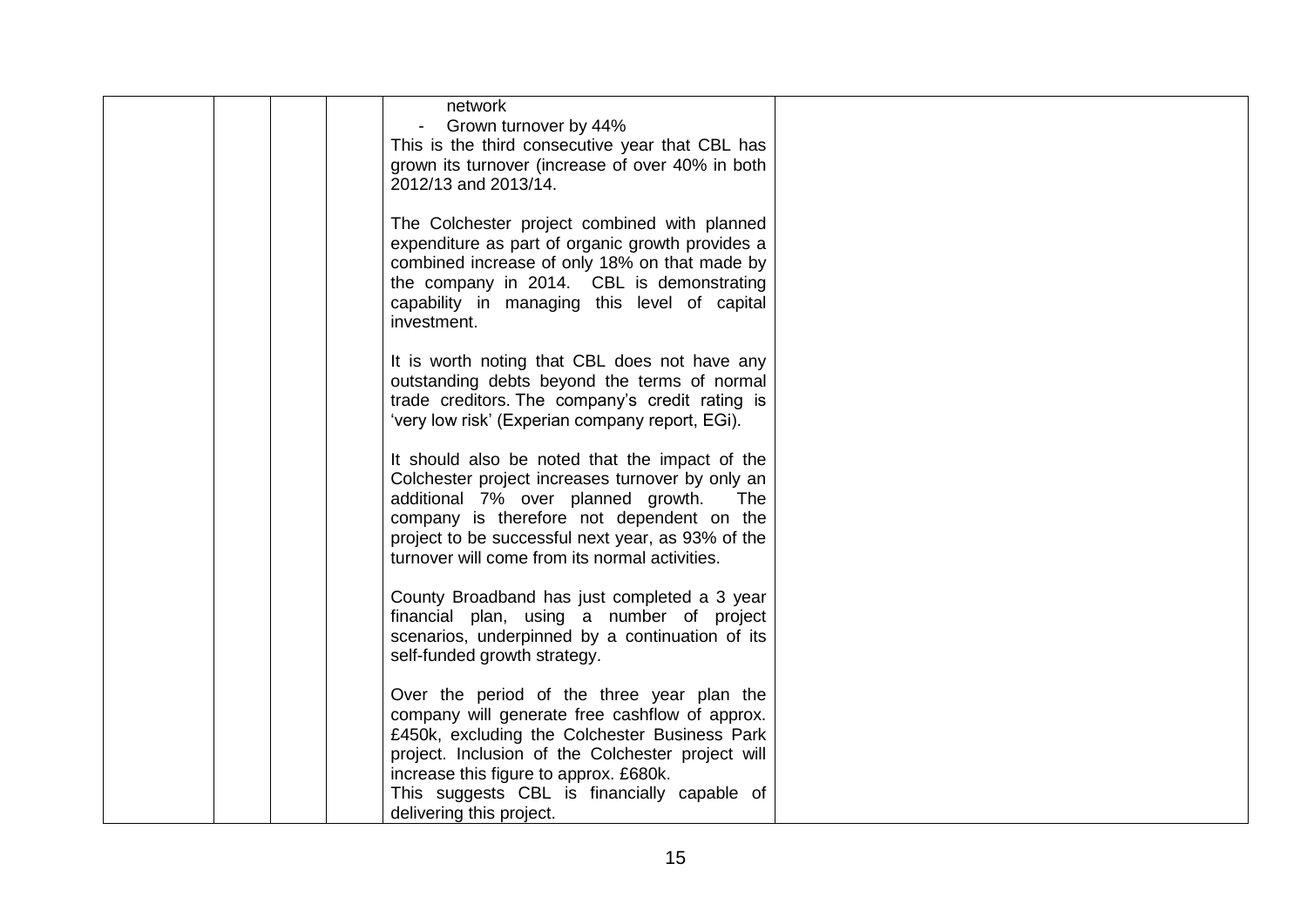| | | | | | |
|---|---|---|---|---|---|
| | | | | network<br>- Grown turnover by 44%<br>This is the third consecutive year that CBL has grown its turnover (increase of over 40% in both 2012/13 and 2013/14.<br><br>The Colchester project combined with planned expenditure as part of organic growth provides a combined increase of only 18% on that made by the company in 2014. CBL is demonstrating capability in managing this level of capital investment.<br><br>It is worth noting that CBL does not have any outstanding debts beyond the terms of normal trade creditors. The company's credit rating is 'very low risk' (Experian company report, EGi).<br><br>It should also be noted that the impact of the Colchester project increases turnover by only an additional 7% over planned growth. The company is therefore not dependent on the project to be successful next year, as 93% of the turnover will come from its normal activities.<br><br>County Broadband has just completed a 3 year financial plan, using a number of project scenarios, underpinned by a continuation of its self-funded growth strategy.<br><br>Over the period of the three year plan the company will generate free cashflow of approx. £450k, excluding the Colchester Business Park project. Inclusion of the Colchester project will increase this figure to approx. £680k.<br>This suggests CBL is financially capable of delivering this project. | |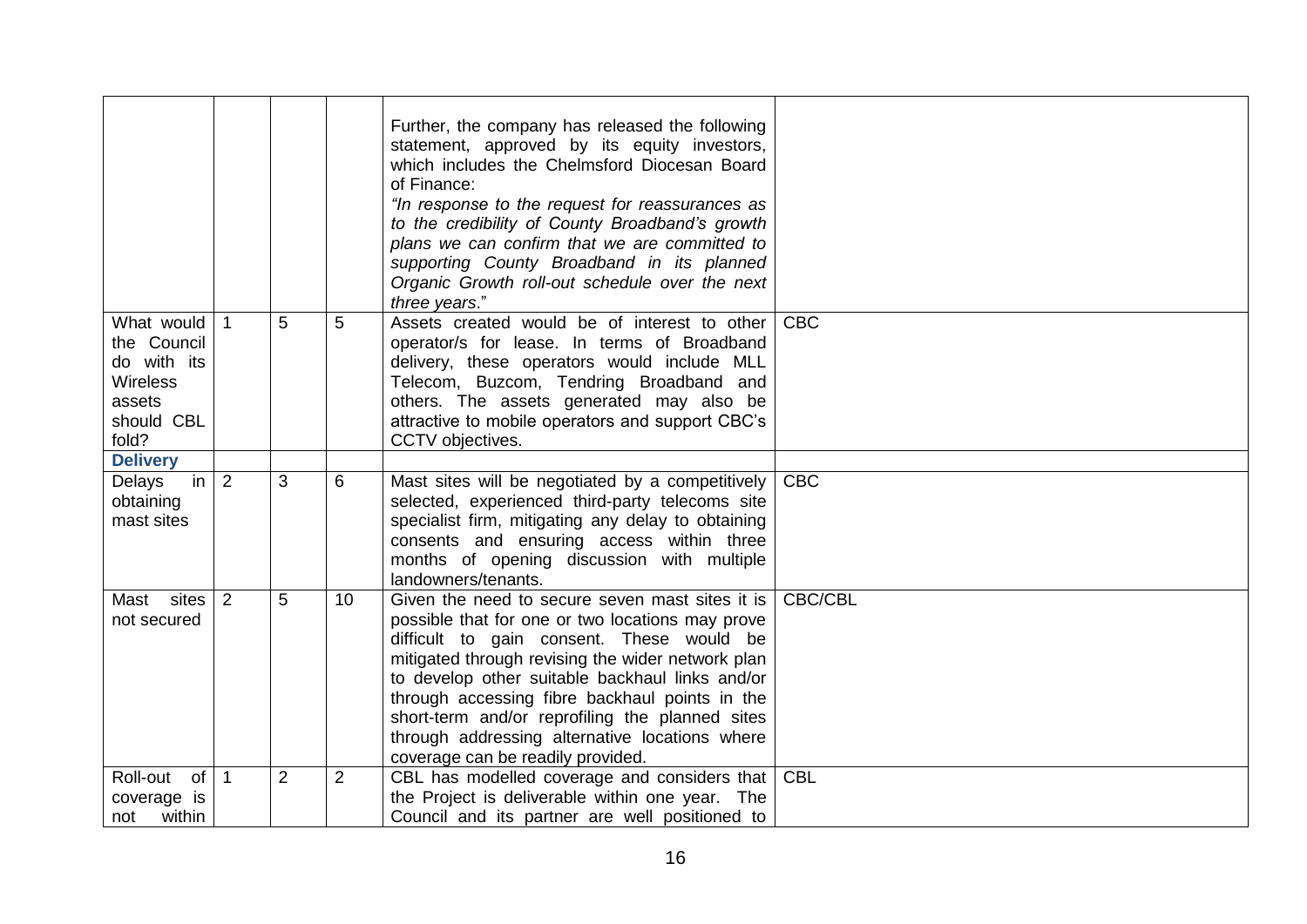| | | | | | |
|---|---|---|---|---|---|
| | | | | Further, the company has released the following statement, approved by its equity investors, which includes the Chelmsford Diocesan Board of Finance: *"In response to the request for reassurances as to the credibility of County Broadband's growth plans we can confirm that we are committed to supporting County Broadband in its planned Organic Growth roll-out schedule over the next three years*." | |
| What would the Council do with its Wireless assets should CBL fold? | 1 | 5 | 5 | Assets created would be of interest to other operator/s for lease. In terms of Broadband delivery, these operators would include MLL Telecom, Buzcom, Tendring Broadband and others. The assets generated may also be attractive to mobile operators and support CBC's CCTV objectives. | CBC |
| **Delivery** | | | | | |
| Delays in obtaining mast sites | 2 | 3 | 6 | Mast sites will be negotiated by a competitively selected, experienced third-party telecoms site specialist firm, mitigating any delay to obtaining consents and ensuring access within three months of opening discussion with multiple landowners/tenants. | CBC |
| Mast sites not secured | 2 | 5 | 10 | Given the need to secure seven mast sites it is possible that for one or two locations may prove difficult to gain consent. These would be mitigated through revising the wider network plan to develop other suitable backhaul links and/or through accessing fibre backhaul points in the short-term and/or reprofiling the planned sites through addressing alternative locations where coverage can be readily provided. | CBC/CBL |
| Roll-out of coverage is not within | 1 | 2 | 2 | CBL has modelled coverage and considers that the Project is deliverable within one year. The Council and its partner are well positioned to | CBL |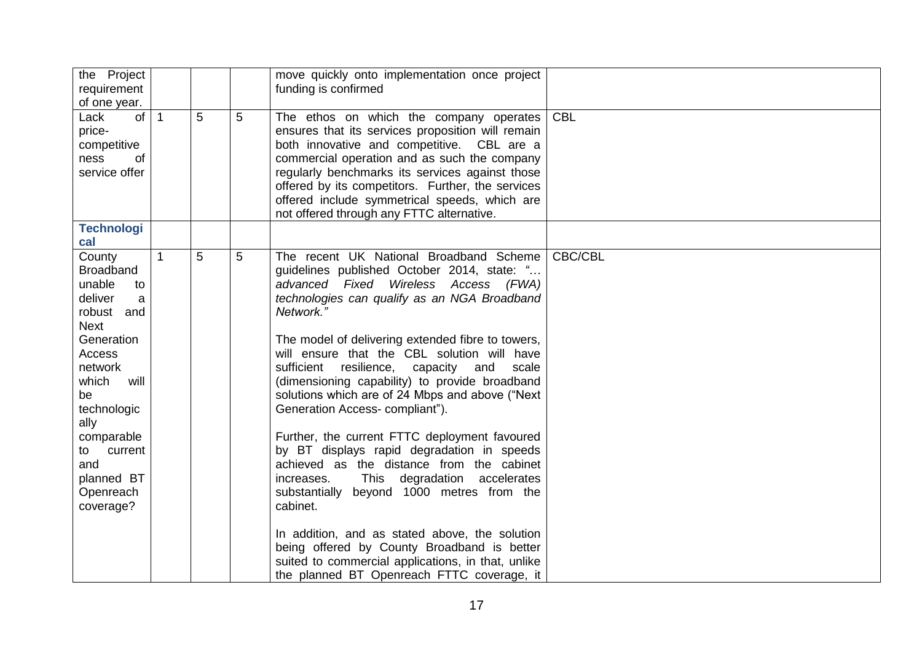| | | | | | |
|---|---|---|---|---|---|
| the Project requirement of one year. | | | | move quickly onto implementation once project funding is confirmed | |
| Lack of price-competitiveness of service offer | 1 | 5 | 5 | The ethos on which the company operates ensures that its services proposition will remain both innovative and competitive. CBL are a commercial operation and as such the company regularly benchmarks its services against those offered by its competitors. Further, the services offered include symmetrical speeds, which are not offered through any FTTC alternative. | CBL |
| **Technological** | | | | | |
| County Broadband unable to deliver a robust and Next Generation Access network which will be technologically comparable to current and planned BT Openreach coverage? | 1 | 5 | 5 | The recent UK National Broadband Scheme guidelines published October 2014, state: "*… advanced Fixed Wireless Access (FWA) technologies can qualify as an NGA Broadband Network.*"<br><br>The model of delivering extended fibre to towers, will ensure that the CBL solution will have sufficient resilience, capacity and scale (dimensioning capability) to provide broadband solutions which are of 24 Mbps and above ("Next Generation Access- compliant").<br><br>Further, the current FTTC deployment favoured by BT displays rapid degradation in speeds achieved as the distance from the cabinet increases. This degradation accelerates substantially beyond 1000 metres from the cabinet.<br><br>In addition, and as stated above, the solution being offered by County Broadband is better suited to commercial applications, in that, unlike the planned BT Openreach FTTC coverage, it | CBC/CBL |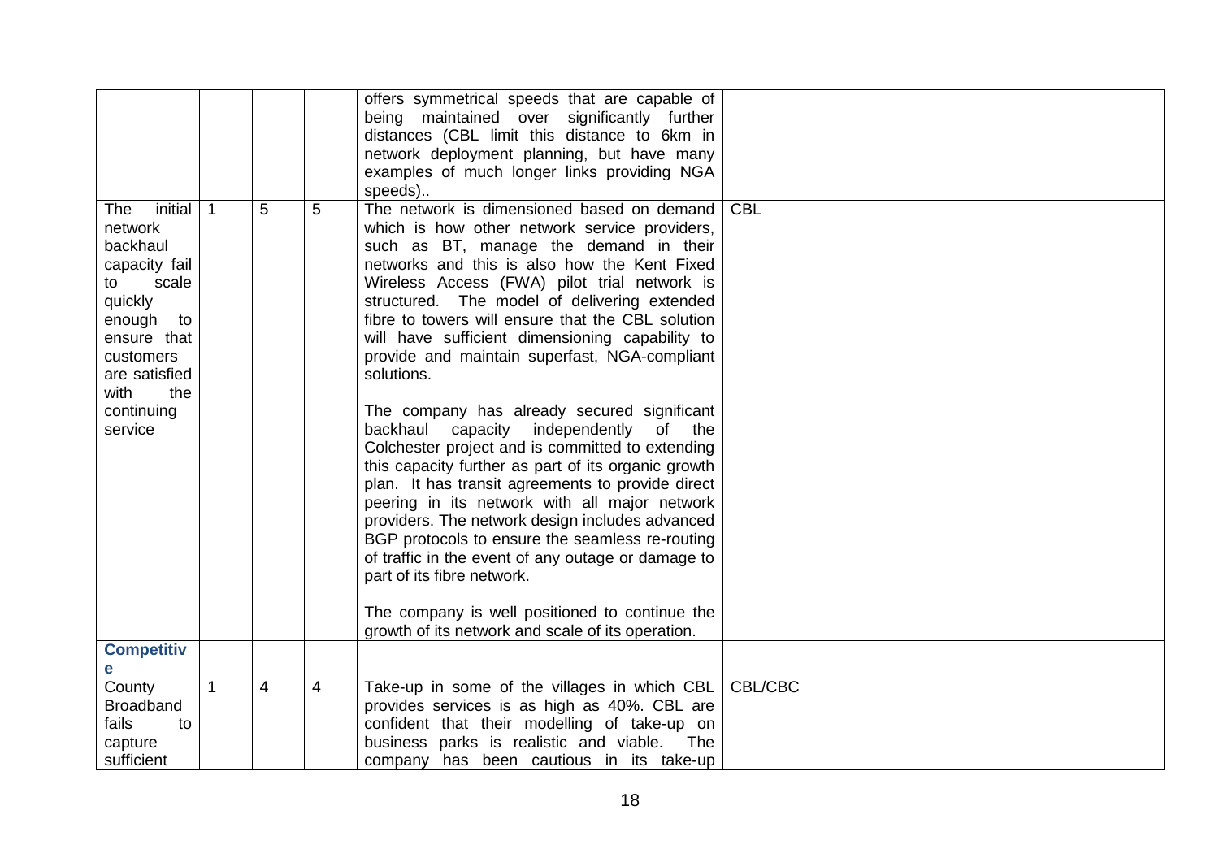| | | | | | |
|---|---|---|---|---|---|
| | | | | offers symmetrical speeds that are capable of being maintained over significantly further distances (CBL limit this distance to 6km in network deployment planning, but have many examples of much longer links providing NGA speeds).. | |
| The initial network backhaul capacity fail to scale quickly enough to ensure that customers are satisfied with the continuing service | 1 | 5 | 5 | The network is dimensioned based on demand which is how other network service providers, such as BT, manage the demand in their networks and this is also how the Kent Fixed Wireless Access (FWA) pilot trial network is structured. The model of delivering extended fibre to towers will ensure that the CBL solution will have sufficient dimensioning capability to provide and maintain superfast, NGA-compliant solutions.<br><br>The company has already secured significant backhaul capacity independently of the Colchester project and is committed to extending this capacity further as part of its organic growth plan. It has transit agreements to provide direct peering in its network with all major network providers. The network design includes advanced BGP protocols to ensure the seamless re-routing of traffic in the event of any outage or damage to part of its fibre network.<br><br>The company is well positioned to continue the growth of its network and scale of its operation. | CBL |
| **Competitive** | | | | | |
| County Broadband fails to capture sufficient | 1 | 4 | 4 | Take-up in some of the villages in which CBL provides services is as high as 40%. CBL are confident that their modelling of take-up on business parks is realistic and viable. The company has been cautious in its take-up | CBL/CBC |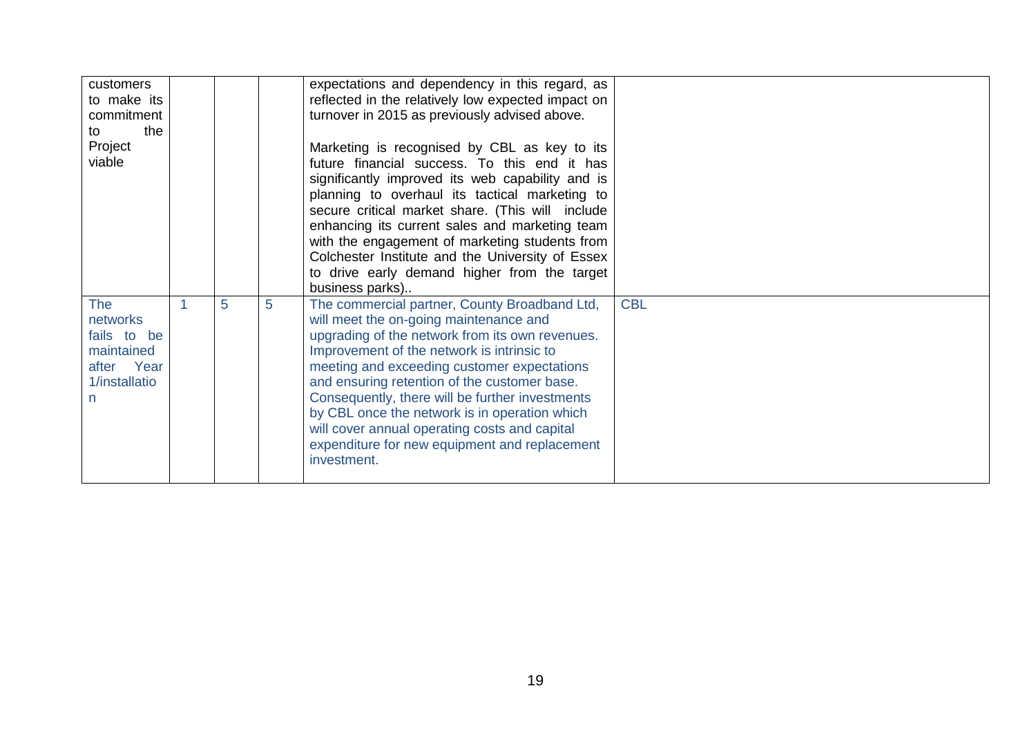| | | | | | |
|---|---|---|---|---|---|
| customers to make its commitment to the Project viable | | | | expectations and dependency in this regard, as reflected in the relatively low expected impact on turnover in 2015 as previously advised above.<br><br>Marketing is recognised by CBL as key to its future financial success. To this end it has significantly improved its web capability and is planning to overhaul its tactical marketing to secure critical market share. (This will include enhancing its current sales and marketing team with the engagement of marketing students from Colchester Institute and the University of Essex to drive early demand higher from the target business parks).. | |
| The networks fails to be maintained after Year 1/installation | 1 | 5 | 5 | The commercial partner, County Broadband Ltd, will meet the on-going maintenance and upgrading of the network from its own revenues. Improvement of the network is intrinsic to meeting and exceeding customer expectations and ensuring retention of the customer base. Consequently, there will be further investments by CBL once the network is in operation which will cover annual operating costs and capital expenditure for new equipment and replacement investment. | CBL |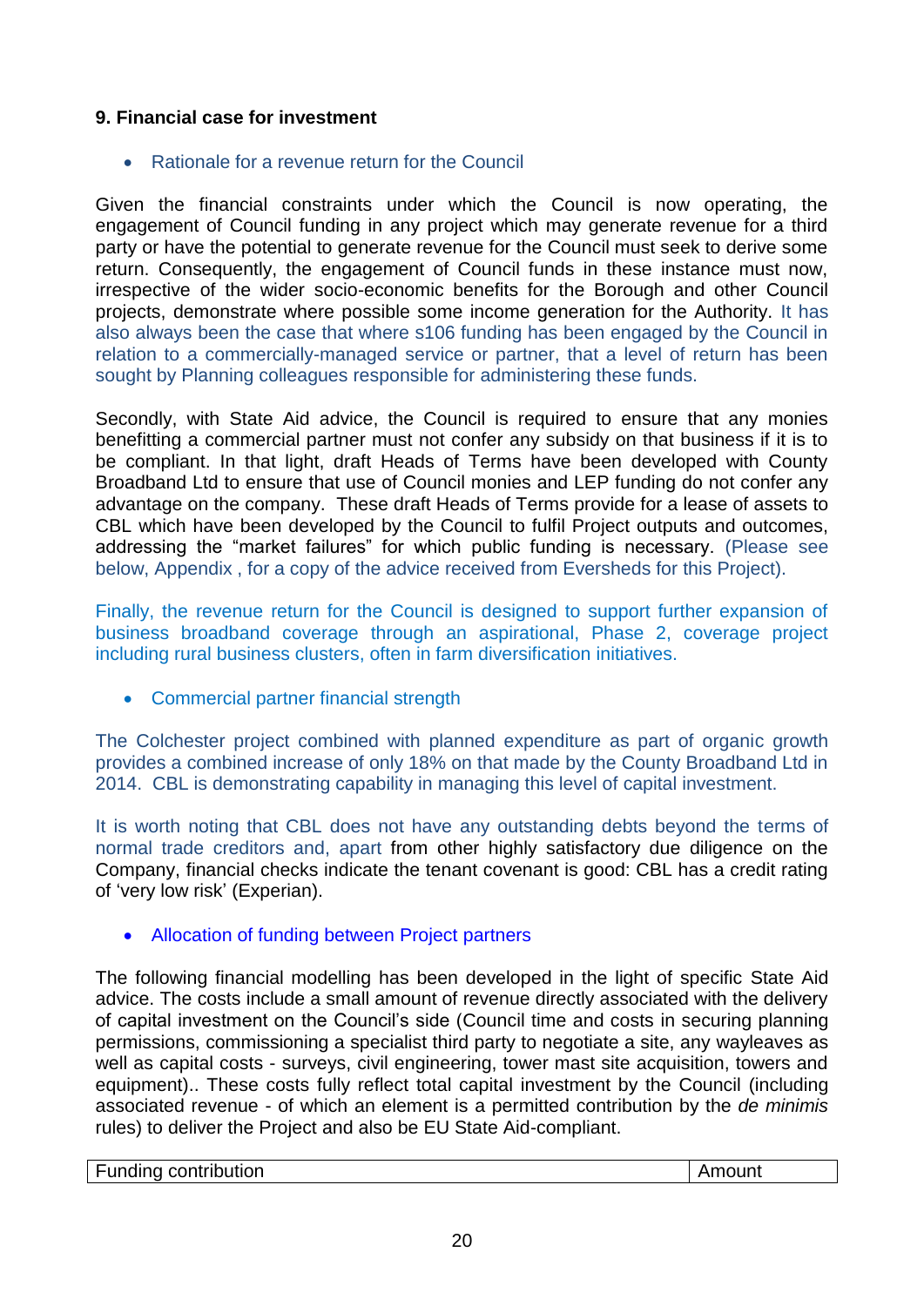**9. Financial case for investment**

- Rationale for a revenue return for the Council

Given the financial constraints under which the Council is now operating, the engagement of Council funding in any project which may generate revenue for a third party or have the potential to generate revenue for the Council must seek to derive some return. Consequently, the engagement of Council funds in these instance must now, irrespective of the wider socio-economic benefits for the Borough and other Council projects, demonstrate where possible some income generation for the Authority. It has also always been the case that where s106 funding has been engaged by the Council in relation to a commercially-managed service or partner, that a level of return has been sought by Planning colleagues responsible for administering these funds.

Secondly, with State Aid advice, the Council is required to ensure that any monies benefitting a commercial partner must not confer any subsidy on that business if it is to be compliant. In that light, draft Heads of Terms have been developed with County Broadband Ltd to ensure that use of Council monies and LEP funding do not confer any advantage on the company. These draft Heads of Terms provide for a lease of assets to CBL which have been developed by the Council to fulfil Project outputs and outcomes, addressing the "market failures" for which public funding is necessary. (Please see below, Appendix , for a copy of the advice received from Eversheds for this Project).

Finally, the revenue return for the Council is designed to support further expansion of business broadband coverage through an aspirational, Phase 2, coverage project including rural business clusters, often in farm diversification initiatives.

- Commercial partner financial strength

The Colchester project combined with planned expenditure as part of organic growth provides a combined increase of only 18% on that made by the County Broadband Ltd in 2014. CBL is demonstrating capability in managing this level of capital investment.

It is worth noting that CBL does not have any outstanding debts beyond the terms of normal trade creditors and, apart from other highly satisfactory due diligence on the Company, financial checks indicate the tenant covenant is good: CBL has a credit rating of 'very low risk' (Experian).

- Allocation of funding between Project partners

The following financial modelling has been developed in the light of specific State Aid advice. The costs include a small amount of revenue directly associated with the delivery of capital investment on the Council's side (Council time and costs in securing planning permissions, commissioning a specialist third party to negotiate a site, any wayleaves as well as capital costs - surveys, civil engineering, tower mast site acquisition, towers and equipment).. These costs fully reflect total capital investment by the Council (including associated revenue - of which an element is a permitted contribution by the *de minimis* rules) to deliver the Project and also be EU State Aid-compliant.

| Funding contribution | Amount |
|---|---|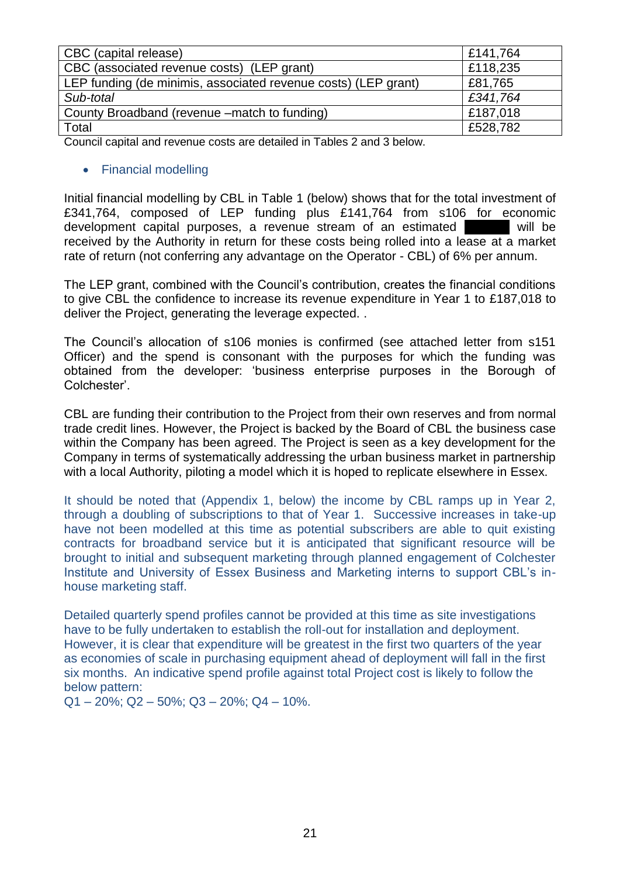| CBC (capital release) | £141,764 |
|---|---|
| CBC (associated revenue costs) (LEP grant) | £118,235 |
| LEP funding (de minimis, associated revenue costs) (LEP grant) | £81,765 |
| *Sub-total* | *£341,764* |
| County Broadband (revenue –match to funding) | £187,018 |
| Total | £528,782 |

Council capital and revenue costs are detailed in Tables 2 and 3 below.

- Financial modelling

Initial financial modelling by CBL in Table 1 (below) shows that for the total investment of £341,764, composed of LEP funding plus £141,764 from s106 for economic development capital purposes, a revenue stream of an estimated ██████ will be received by the Authority in return for these costs being rolled into a lease at a market rate of return (not conferring any advantage on the Operator - CBL) of 6% per annum.

The LEP grant, combined with the Council's contribution, creates the financial conditions to give CBL the confidence to increase its revenue expenditure in Year 1 to £187,018 to deliver the Project, generating the leverage expected. .

The Council's allocation of s106 monies is confirmed (see attached letter from s151 Officer) and the spend is consonant with the purposes for which the funding was obtained from the developer: 'business enterprise purposes in the Borough of Colchester'.

CBL are funding their contribution to the Project from their own reserves and from normal trade credit lines. However, the Project is backed by the Board of CBL the business case within the Company has been agreed. The Project is seen as a key development for the Company in terms of systematically addressing the urban business market in partnership with a local Authority, piloting a model which it is hoped to replicate elsewhere in Essex.

It should be noted that (Appendix 1, below) the income by CBL ramps up in Year 2, through a doubling of subscriptions to that of Year 1. Successive increases in take-up have not been modelled at this time as potential subscribers are able to quit existing contracts for broadband service but it is anticipated that significant resource will be brought to initial and subsequent marketing through planned engagement of Colchester Institute and University of Essex Business and Marketing interns to support CBL's in-house marketing staff.

Detailed quarterly spend profiles cannot be provided at this time as site investigations have to be fully undertaken to establish the roll-out for installation and deployment. However, it is clear that expenditure will be greatest in the first two quarters of the year as economies of scale in purchasing equipment ahead of deployment will fall in the first six months. An indicative spend profile against total Project cost is likely to follow the below pattern:
Q1 – 20%; Q2 – 50%; Q3 – 20%; Q4 – 10%.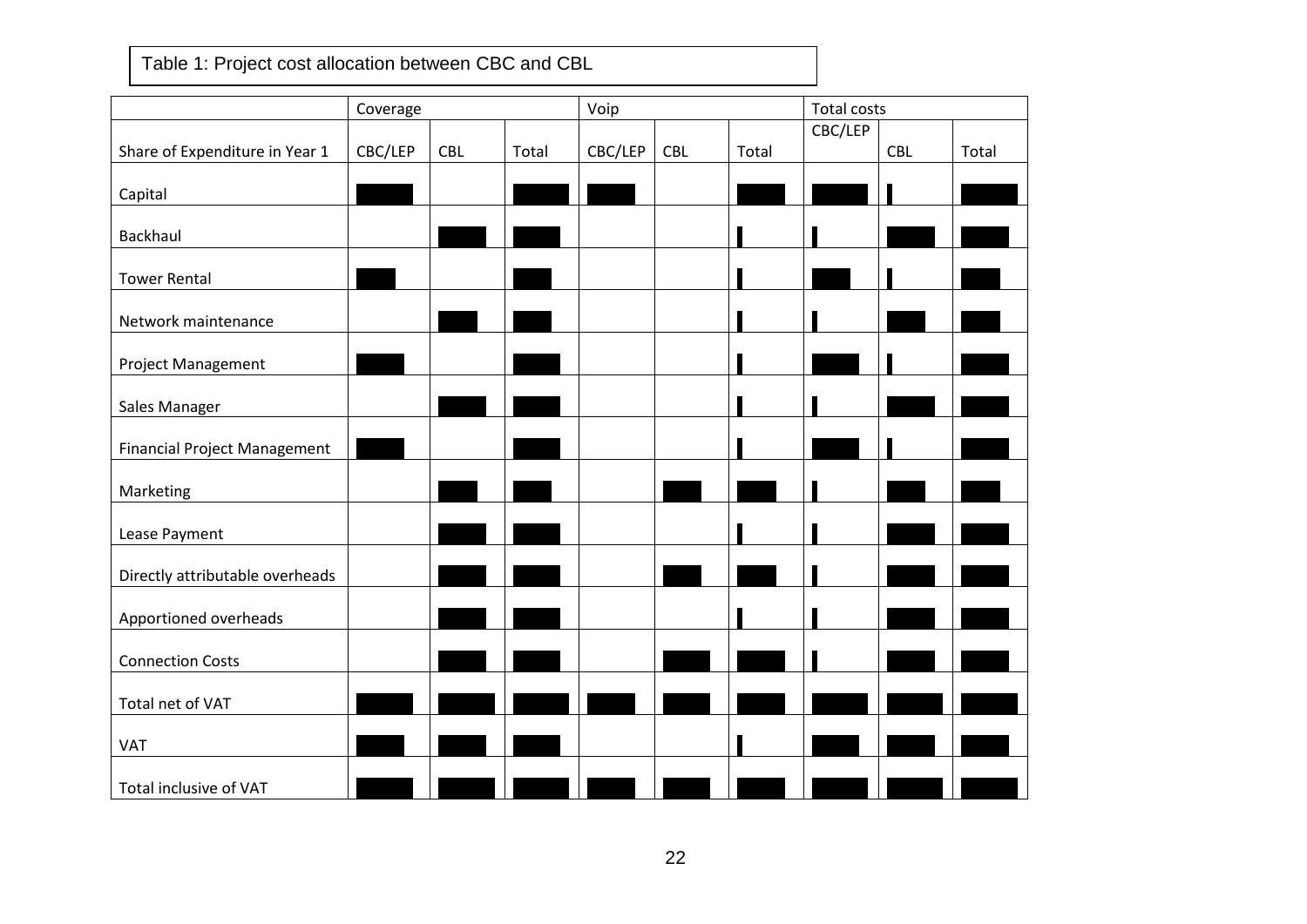Table 1: Project cost allocation between CBC and CBL

| | Coverage | | | Voip | | | Total costs | | |
|---|---|---|---|---|---|---|---|---|---|
| Share of Expenditure in Year 1 | CBC/LEP | CBL | Total | CBC/LEP | CBL | Total | CBC/LEP | CBL | Total |
| Capital | █ | | █ | █ | | █ | █ | █ | █ |
| Backhaul | | █ | █ | | | █ | █ | █ | █ |
| Tower Rental | █ | | █ | | | █ | █ | █ | █ |
| Network maintenance | | █ | █ | | | █ | █ | █ | █ |
| Project Management | █ | | █ | | | █ | █ | █ | █ |
| Sales Manager | | █ | █ | | | █ | █ | █ | █ |
| Financial Project Management | █ | | █ | | | █ | █ | █ | █ |
| Marketing | | █ | █ | | █ | █ | █ | █ | █ |
| Lease Payment | | █ | █ | | | █ | █ | █ | █ |
| Directly attributable overheads | | █ | █ | | █ | █ | █ | █ | █ |
| Apportioned overheads | | █ | █ | | | █ | █ | █ | █ |
| Connection Costs | | █ | █ | | █ | █ | █ | █ | █ |
| Total net of VAT | █ | █ | █ | █ | █ | █ | █ | █ | █ |
| VAT | █ | █ | █ | | | █ | █ | █ | █ |
| Total inclusive of VAT | █ | █ | █ | █ | █ | █ | █ | █ | █ |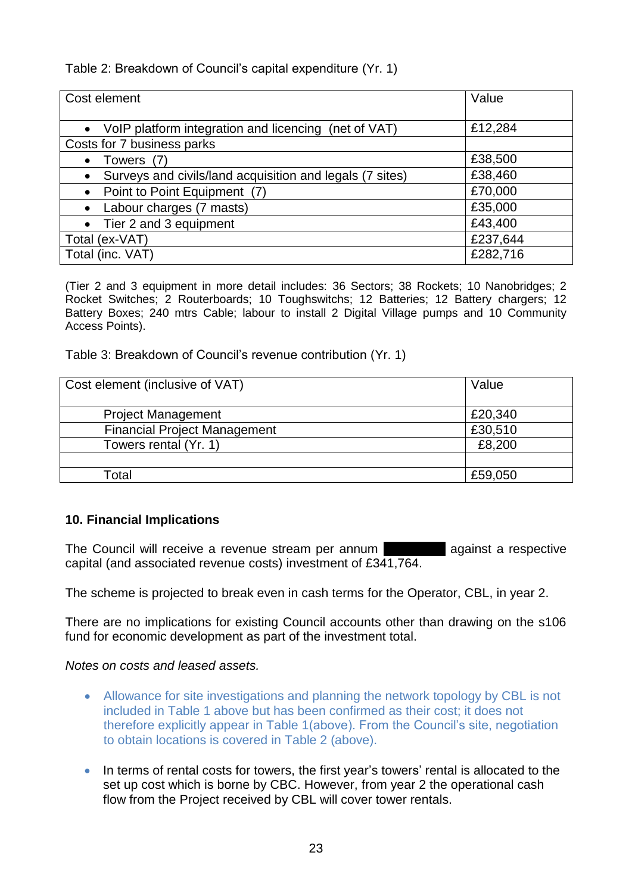Table 2: Breakdown of Council's capital expenditure (Yr. 1)

| Cost element | Value |
|---|---|
| • VoIP platform integration and licencing (net of VAT) | £12,284 |
| Costs for 7 business parks | |
| • Towers (7) | £38,500 |
| • Surveys and civils/land acquisition and legals (7 sites) | £38,460 |
| • Point to Point Equipment (7) | £70,000 |
| • Labour charges (7 masts) | £35,000 |
| • Tier 2 and 3 equipment | £43,400 |
| Total (ex-VAT) | £237,644 |
| Total (inc. VAT) | £282,716 |

(Tier 2 and 3 equipment in more detail includes: 36 Sectors; 38 Rockets; 10 Nanobridges; 2 Rocket Switches; 2 Routerboards; 10 Toughswitches; 12 Batteries; 12 Battery chargers; 12 Battery Boxes; 240 mtrs Cable; labour to install 2 Digital Village pumps and 10 Community Access Points).

Table 3: Breakdown of Council's revenue contribution (Yr. 1)

| Cost element (inclusive of VAT) | Value |
|---|---|
| Project Management | £20,340 |
| Financial Project Management | £30,510 |
| Towers rental (Yr. 1) | £8,200 |
| | |
| Total | £59,050 |

**10. Financial Implications**

The Council will receive a revenue stream per annum ██████ against a respective capital (and associated revenue costs) investment of £341,764.

The scheme is projected to break even in cash terms for the Operator, CBL, in year 2.

There are no implications for existing Council accounts other than drawing on the s106 fund for economic development as part of the investment total.

*Notes on costs and leased assets.*

- Allowance for site investigations and planning the network topology by CBL is not included in Table 1 above but has been confirmed as their cost; it does not therefore explicitly appear in Table 1(above). From the Council's site, negotiation to obtain locations is covered in Table 2 (above).

- In terms of rental costs for towers, the first year's towers' rental is allocated to the set up cost which is borne by CBC. However, from year 2 the operational cash flow from the Project received by CBL will cover tower rentals.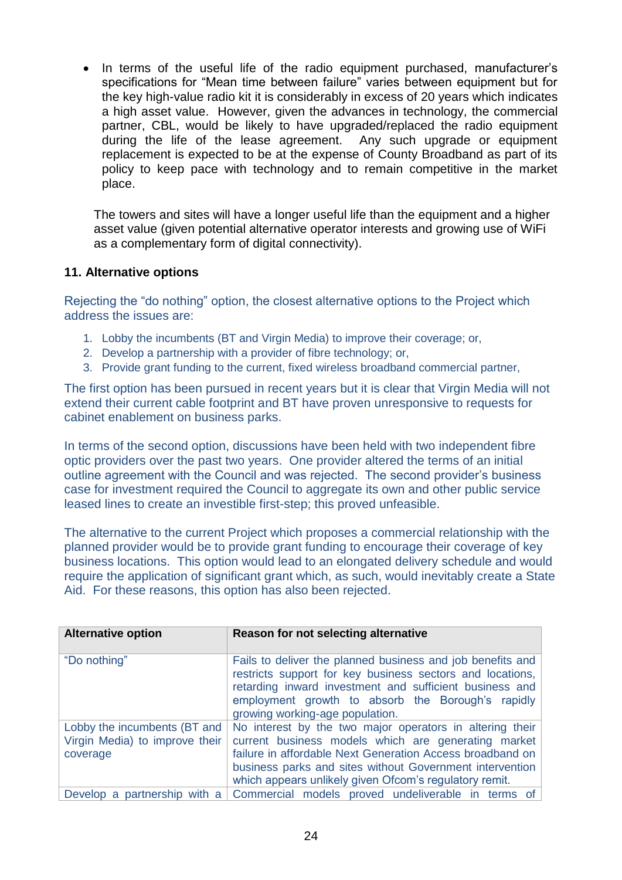- In terms of the useful life of the radio equipment purchased, manufacturer's specifications for "Mean time between failure" varies between equipment but for the key high-value radio kit it is considerably in excess of 20 years which indicates a high asset value. However, given the advances in technology, the commercial partner, CBL, would be likely to have upgraded/replaced the radio equipment during the life of the lease agreement. Any such upgrade or equipment replacement is expected to be at the expense of County Broadband as part of its policy to keep pace with technology and to remain competitive in the market place.

  The towers and sites will have a longer useful life than the equipment and a higher asset value (given potential alternative operator interests and growing use of WiFi as a complementary form of digital connectivity).

## 11. Alternative options

Rejecting the "do nothing" option, the closest alternative options to the Project which address the issues are:

1. Lobby the incumbents (BT and Virgin Media) to improve their coverage; or,
2. Develop a partnership with a provider of fibre technology; or,
3. Provide grant funding to the current, fixed wireless broadband commercial partner,

The first option has been pursued in recent years but it is clear that Virgin Media will not extend their current cable footprint and BT have proven unresponsive to requests for cabinet enablement on business parks.

In terms of the second option, discussions have been held with two independent fibre optic providers over the past two years. One provider altered the terms of an initial outline agreement with the Council and was rejected. The second provider's business case for investment required the Council to aggregate its own and other public service leased lines to create an investible first-step; this proved unfeasible.

The alternative to the current Project which proposes a commercial relationship with the planned provider would be to provide grant funding to encourage their coverage of key business locations. This option would lead to an elongated delivery schedule and would require the application of significant grant which, as such, would inevitably create a State Aid. For these reasons, this option has also been rejected.

| Alternative option | Reason for not selecting alternative |
|---|---|
| "Do nothing" | Fails to deliver the planned business and job benefits and restricts support for key business sectors and locations, retarding inward investment and sufficient business and employment growth to absorb the Borough's rapidly growing working-age population. |
| Lobby the incumbents (BT and Virgin Media) to improve their coverage | No interest by the two major operators in altering their current business models which are generating market failure in affordable Next Generation Access broadband on business parks and sites without Government intervention which appears unlikely given Ofcom's regulatory remit. |
| Develop a partnership with a | Commercial models proved undeliverable in terms of |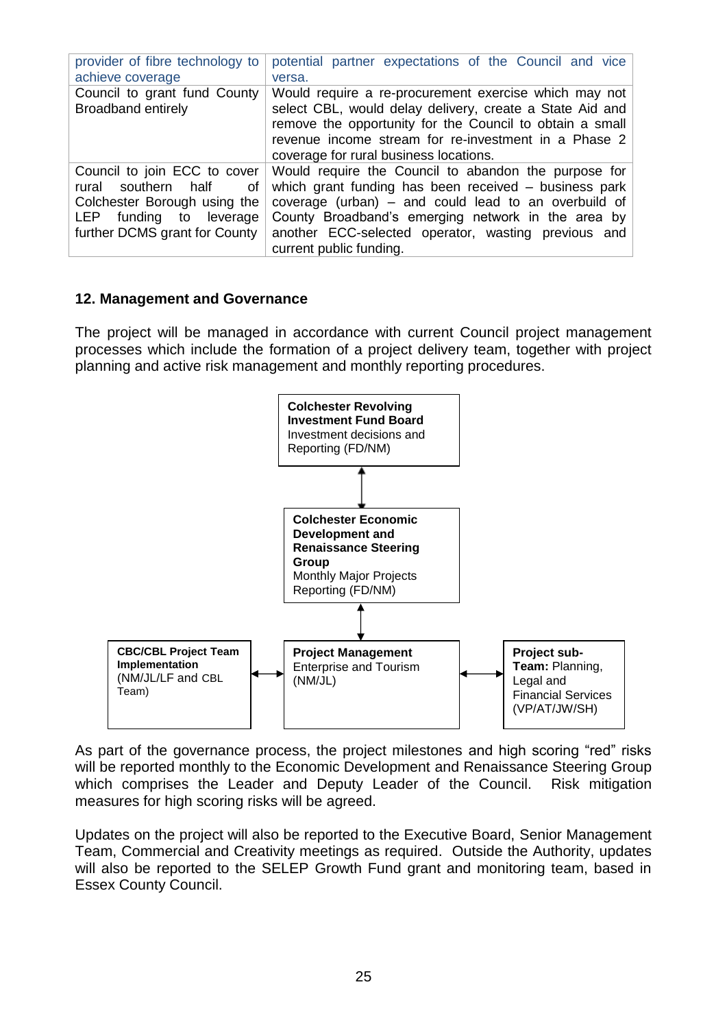| | |
|---|---|
| provider of fibre technology to achieve coverage | potential partner expectations of the Council and vice versa. |
| Council to grant fund County Broadband entirely | Would require a re-procurement exercise which may not select CBL, would delay delivery, create a State Aid and remove the opportunity for the Council to obtain a small revenue income stream for re-investment in a Phase 2 coverage for rural business locations. |
| Council to join ECC to cover rural southern half of Colchester Borough using the LEP funding to leverage further DCMS grant for County | Would require the Council to abandon the purpose for which grant funding has been received – business park coverage (urban) – and could lead to an overbuild of County Broadband's emerging network in the area by another ECC-selected operator, wasting previous and current public funding. |

## 12. Management and Governance

The project will be managed in accordance with current Council project management processes which include the formation of a project delivery team, together with project planning and active risk management and monthly reporting procedures.

**Colchester Revolving Investment Fund Board**
Investment decisions and Reporting (FD/NM)

↕

**Colchester Economic Development and Renaissance Steering Group**
Monthly Major Projects Reporting (FD/NM)

↕

**CBC/CBL Project Team Implementation** (NM/JL/LF and CBL Team) ↔ **Project Management** Enterprise and Tourism (NM/JL) ↔ **Project sub-Team:** Planning, Legal and Financial Services (VP/AT/JW/SH)

As part of the governance process, the project milestones and high scoring "red" risks will be reported monthly to the Economic Development and Renaissance Steering Group which comprises the Leader and Deputy Leader of the Council. Risk mitigation measures for high scoring risks will be agreed.

Updates on the project will also be reported to the Executive Board, Senior Management Team, Commercial and Creativity meetings as required. Outside the Authority, updates will also be reported to the SELEP Growth Fund grant and monitoring team, based in Essex County Council.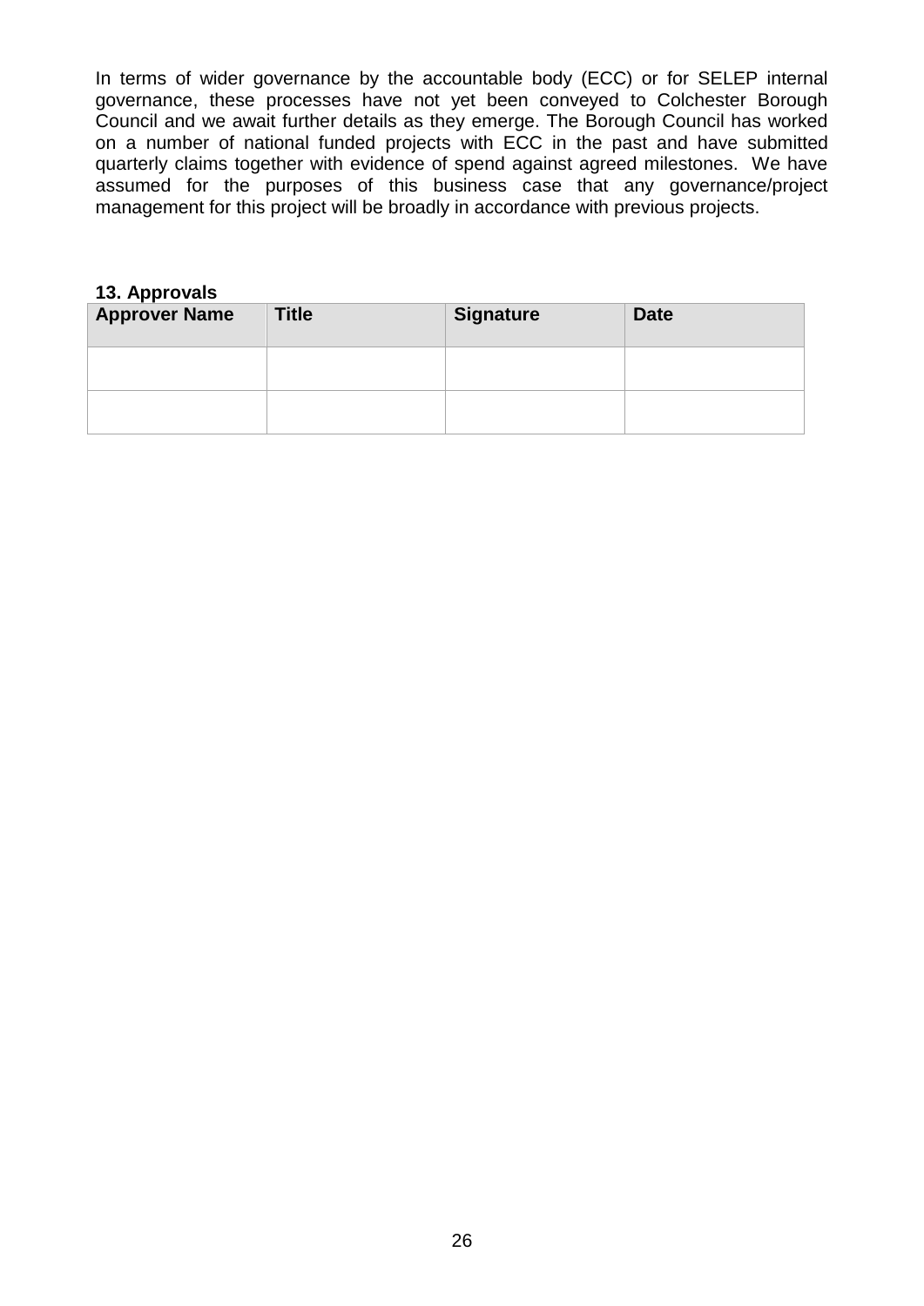In terms of wider governance by the accountable body (ECC) or for SELEP internal governance, these processes have not yet been conveyed to Colchester Borough Council and we await further details as they emerge. The Borough Council has worked on a number of national funded projects with ECC in the past and have submitted quarterly claims together with evidence of spend against agreed milestones. We have assumed for the purposes of this business case that any governance/project management for this project will be broadly in accordance with previous projects.

**13. Approvals**

| Approver Name | Title | Signature | Date |
| --- | --- | --- | --- |
| | | | |
| | | | |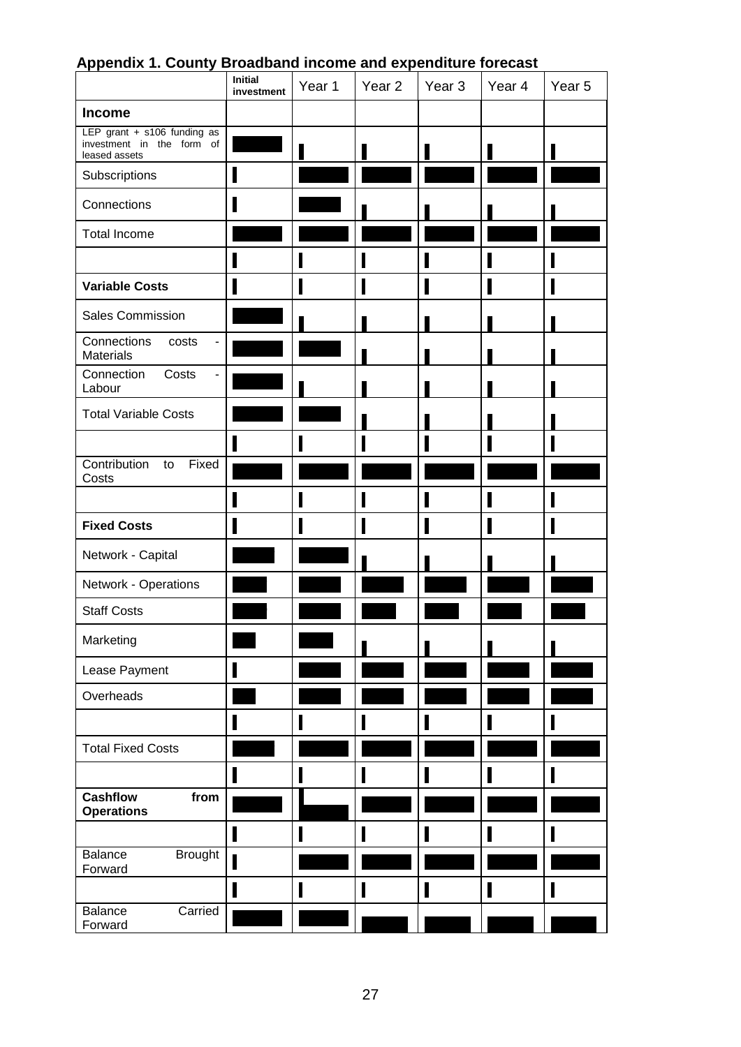## Appendix 1. County Broadband income and expenditure forecast

| | Initial investment | Year 1 | Year 2 | Year 3 | Year 4 | Year 5 |
|---|---|---|---|---|---|---|
| **Income** | | | | | | |
| LEP grant + s106 funding as investment in the form of leased assets | | | | | | |
| Subscriptions | | | | | | |
| Connections | | | | | | |
| Total Income | | | | | | |
| | | | | | | |
| **Variable Costs** | | | | | | |
| Sales Commission | | | | | | |
| Connections costs - Materials | | | | | | |
| Connection Costs - Labour | | | | | | |
| Total Variable Costs | | | | | | |
| | | | | | | |
| Contribution to Fixed Costs | | | | | | |
| | | | | | | |
| **Fixed Costs** | | | | | | |
| Network - Capital | | | | | | |
| Network - Operations | | | | | | |
| Staff Costs | | | | | | |
| Marketing | | | | | | |
| Lease Payment | | | | | | |
| Overheads | | | | | | |
| | | | | | | |
| Total Fixed Costs | | | | | | |
| | | | | | | |
| **Cashflow from Operations** | | | | | | |
| | | | | | | |
| Balance Brought Forward | | | | | | |
| | | | | | | |
| Balance Carried Forward | | | | | | |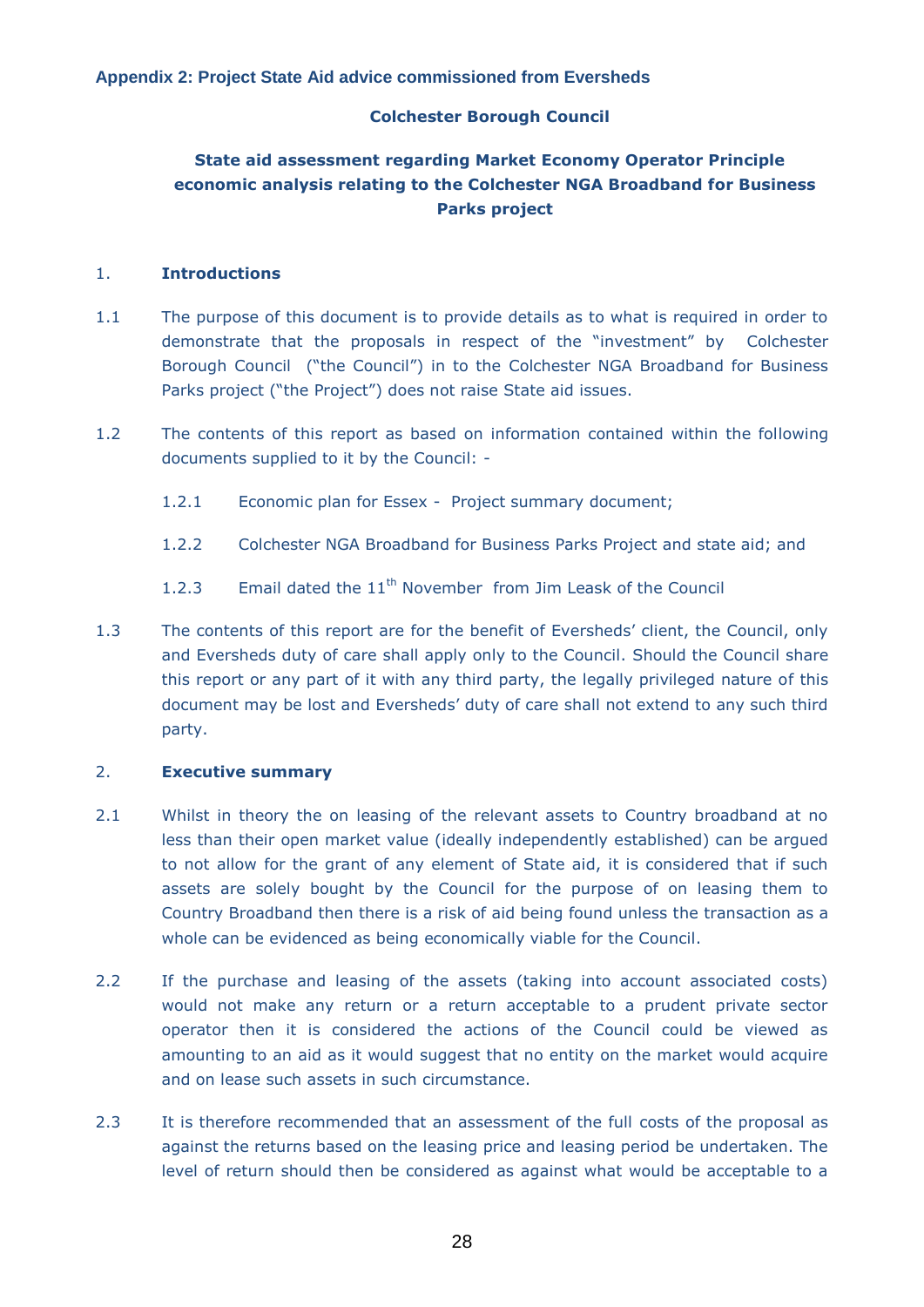### Appendix 2: Project State Aid advice commissioned from Eversheds

**Colchester Borough Council**

**State aid assessment regarding Market Economy Operator Principle economic analysis relating to the Colchester NGA Broadband for Business Parks project**

1. **Introductions**

1.1 The purpose of this document is to provide details as to what is required in order to demonstrate that the proposals in respect of the "investment" by Colchester Borough Council ("the Council") in to the Colchester NGA Broadband for Business Parks project ("the Project") does not raise State aid issues.

1.2 The contents of this report as based on information contained within the following documents supplied to it by the Council: -

1.2.1 Economic plan for Essex - Project summary document;

1.2.2 Colchester NGA Broadband for Business Parks Project and state aid; and

1.2.3 Email dated the 11th November from Jim Leask of the Council

1.3 The contents of this report are for the benefit of Eversheds' client, the Council, only and Eversheds duty of care shall apply only to the Council. Should the Council share this report or any part of it with any third party, the legally privileged nature of this document may be lost and Eversheds' duty of care shall not extend to any such third party.

2. **Executive summary**

2.1 Whilst in theory the on leasing of the relevant assets to Country broadband at no less than their open market value (ideally independently established) can be argued to not allow for the grant of any element of State aid, it is considered that if such assets are solely bought by the Council for the purpose of on leasing them to Country Broadband then there is a risk of aid being found unless the transaction as a whole can be evidenced as being economically viable for the Council.

2.2 If the purchase and leasing of the assets (taking into account associated costs) would not make any return or a return acceptable to a prudent private sector operator then it is considered the actions of the Council could be viewed as amounting to an aid as it would suggest that no entity on the market would acquire and on lease such assets in such circumstance.

2.3 It is therefore recommended that an assessment of the full costs of the proposal as against the returns based on the leasing price and leasing period be undertaken. The level of return should then be considered as against what would be acceptable to a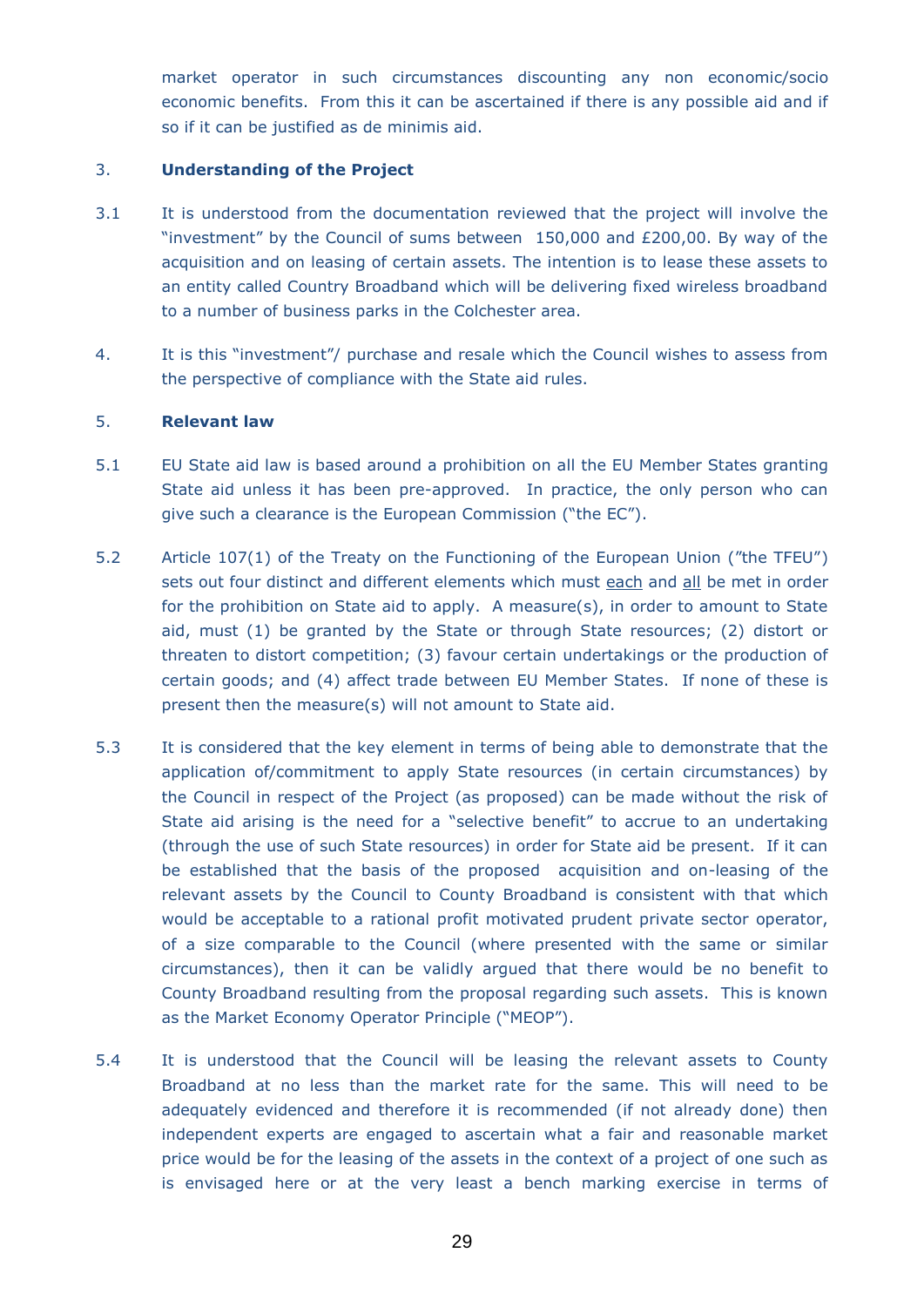market operator in such circumstances discounting any non economic/socio economic benefits. From this it can be ascertained if there is any possible aid and if so if it can be justified as de minimis aid.

3. **Understanding of the Project**

3.1 It is understood from the documentation reviewed that the project will involve the "investment" by the Council of sums between 150,000 and £200,00. By way of the acquisition and on leasing of certain assets. The intention is to lease these assets to an entity called Country Broadband which will be delivering fixed wireless broadband to a number of business parks in the Colchester area.

4. It is this "investment"/ purchase and resale which the Council wishes to assess from the perspective of compliance with the State aid rules.

5. **Relevant law**

5.1 EU State aid law is based around a prohibition on all the EU Member States granting State aid unless it has been pre-approved. In practice, the only person who can give such a clearance is the European Commission ("the EC").

5.2 Article 107(1) of the Treaty on the Functioning of the European Union ("the TFEU") sets out four distinct and different elements which must each and all be met in order for the prohibition on State aid to apply. A measure(s), in order to amount to State aid, must (1) be granted by the State or through State resources; (2) distort or threaten to distort competition; (3) favour certain undertakings or the production of certain goods; and (4) affect trade between EU Member States. If none of these is present then the measure(s) will not amount to State aid.

5.3 It is considered that the key element in terms of being able to demonstrate that the application of/commitment to apply State resources (in certain circumstances) by the Council in respect of the Project (as proposed) can be made without the risk of State aid arising is the need for a "selective benefit" to accrue to an undertaking (through the use of such State resources) in order for State aid be present. If it can be established that the basis of the proposed acquisition and on-leasing of the relevant assets by the Council to County Broadband is consistent with that which would be acceptable to a rational profit motivated prudent private sector operator, of a size comparable to the Council (where presented with the same or similar circumstances), then it can be validly argued that there would be no benefit to County Broadband resulting from the proposal regarding such assets. This is known as the Market Economy Operator Principle ("MEOP").

5.4 It is understood that the Council will be leasing the relevant assets to County Broadband at no less than the market rate for the same. This will need to be adequately evidenced and therefore it is recommended (if not already done) then independent experts are engaged to ascertain what a fair and reasonable market price would be for the leasing of the assets in the context of a project of one such as is envisaged here or at the very least a bench marking exercise in terms of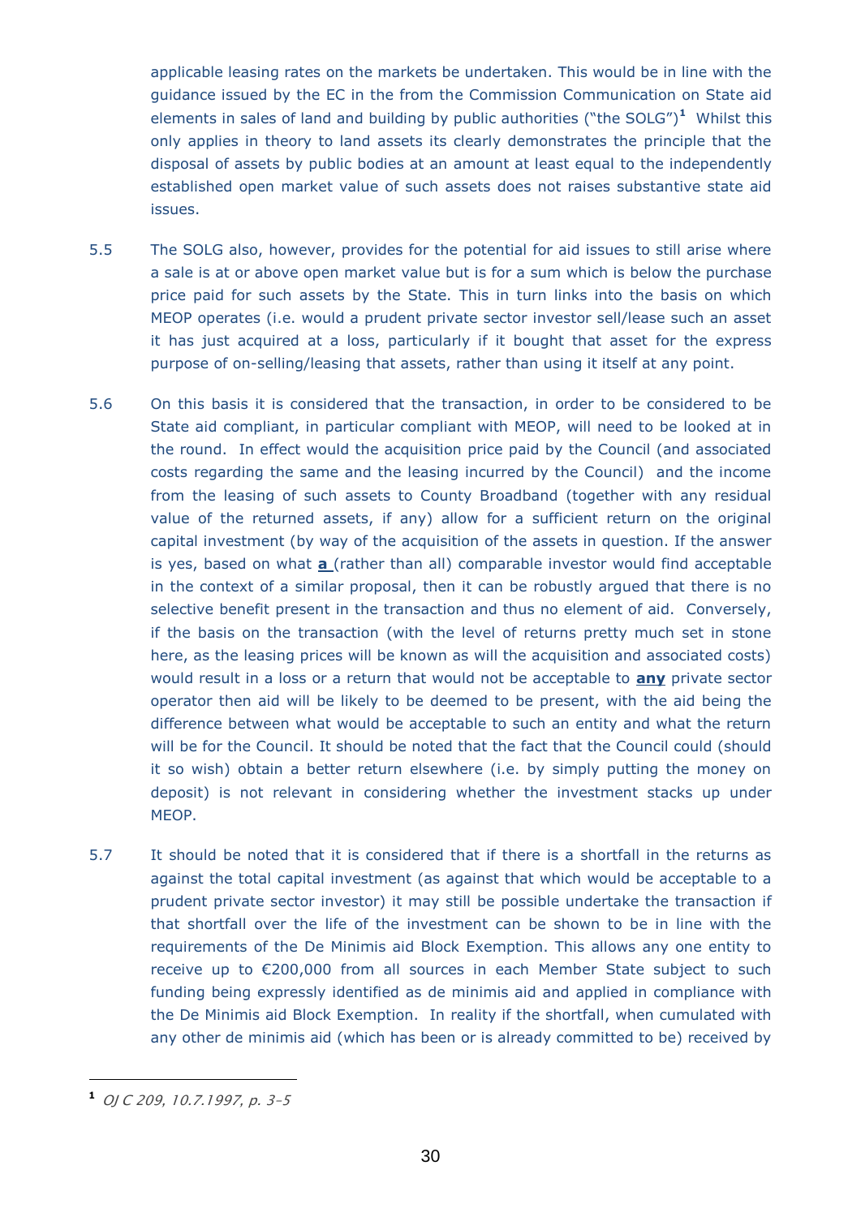applicable leasing rates on the markets be undertaken. This would be in line with the guidance issued by the EC in the from the Commission Communication on State aid elements in sales of land and building by public authorities ("the SOLG")[1] Whilst this only applies in theory to land assets its clearly demonstrates the principle that the disposal of assets by public bodies at an amount at least equal to the independently established open market value of such assets does not raises substantive state aid issues.

5.5 The SOLG also, however, provides for the potential for aid issues to still arise where a sale is at or above open market value but is for a sum which is below the purchase price paid for such assets by the State. This in turn links into the basis on which MEOP operates (i.e. would a prudent private sector investor sell/lease such an asset it has just acquired at a loss, particularly if it bought that asset for the express purpose of on-selling/leasing that assets, rather than using it itself at any point.

5.6 On this basis it is considered that the transaction, in order to be considered to be State aid compliant, in particular compliant with MEOP, will need to be looked at in the round. In effect would the acquisition price paid by the Council (and associated costs regarding the same and the leasing incurred by the Council) and the income from the leasing of such assets to County Broadband (together with any residual value of the returned assets, if any) allow for a sufficient return on the original capital investment (by way of the acquisition of the assets in question. If the answer is yes, based on what **a** (rather than all) comparable investor would find acceptable in the context of a similar proposal, then it can be robustly argued that there is no selective benefit present in the transaction and thus no element of aid. Conversely, if the basis on the transaction (with the level of returns pretty much set in stone here, as the leasing prices will be known as will the acquisition and associated costs) would result in a loss or a return that would not be acceptable to **any** private sector operator then aid will be likely to be deemed to be present, with the aid being the difference between what would be acceptable to such an entity and what the return will be for the Council. It should be noted that the fact that the Council could (should it so wish) obtain a better return elsewhere (i.e. by simply putting the money on deposit) is not relevant in considering whether the investment stacks up under MEOP.

5.7 It should be noted that it is considered that if there is a shortfall in the returns as against the total capital investment (as against that which would be acceptable to a prudent private sector investor) it may still be possible undertake the transaction if that shortfall over the life of the investment can be shown to be in line with the requirements of the De Minimis aid Block Exemption. This allows any one entity to receive up to €200,000 from all sources in each Member State subject to such funding being expressly identified as de minimis aid and applied in compliance with the De Minimis aid Block Exemption. In reality if the shortfall, when cumulated with any other de minimis aid (which has been or is already committed to be) received by

---

[1] *OJ C 209, 10.7.1997, p. 3–5*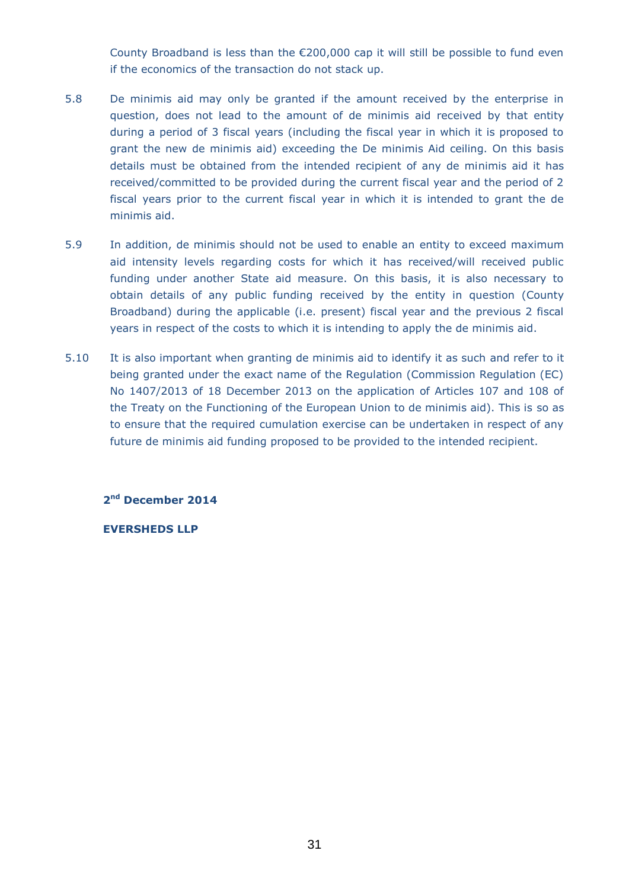County Broadband is less than the €200,000 cap it will still be possible to fund even if the economics of the transaction do not stack up.

5.8 De minimis aid may only be granted if the amount received by the enterprise in question, does not lead to the amount of de minimis aid received by that entity during a period of 3 fiscal years (including the fiscal year in which it is proposed to grant the new de minimis aid) exceeding the De minimis Aid ceiling. On this basis details must be obtained from the intended recipient of any de minimis aid it has received/committed to be provided during the current fiscal year and the period of 2 fiscal years prior to the current fiscal year in which it is intended to grant the de minimis aid.

5.9 In addition, de minimis should not be used to enable an entity to exceed maximum aid intensity levels regarding costs for which it has received/will received public funding under another State aid measure. On this basis, it is also necessary to obtain details of any public funding received by the entity in question (County Broadband) during the applicable (i.e. present) fiscal year and the previous 2 fiscal years in respect of the costs to which it is intending to apply the de minimis aid.

5.10 It is also important when granting de minimis aid to identify it as such and refer to it being granted under the exact name of the Regulation (Commission Regulation (EC) No 1407/2013 of 18 December 2013 on the application of Articles 107 and 108 of the Treaty on the Functioning of the European Union to de minimis aid). This is so as to ensure that the required cumulation exercise can be undertaken in respect of any future de minimis aid funding proposed to be provided to the intended recipient.

**2nd December 2014**

**EVERSHEDS LLP**